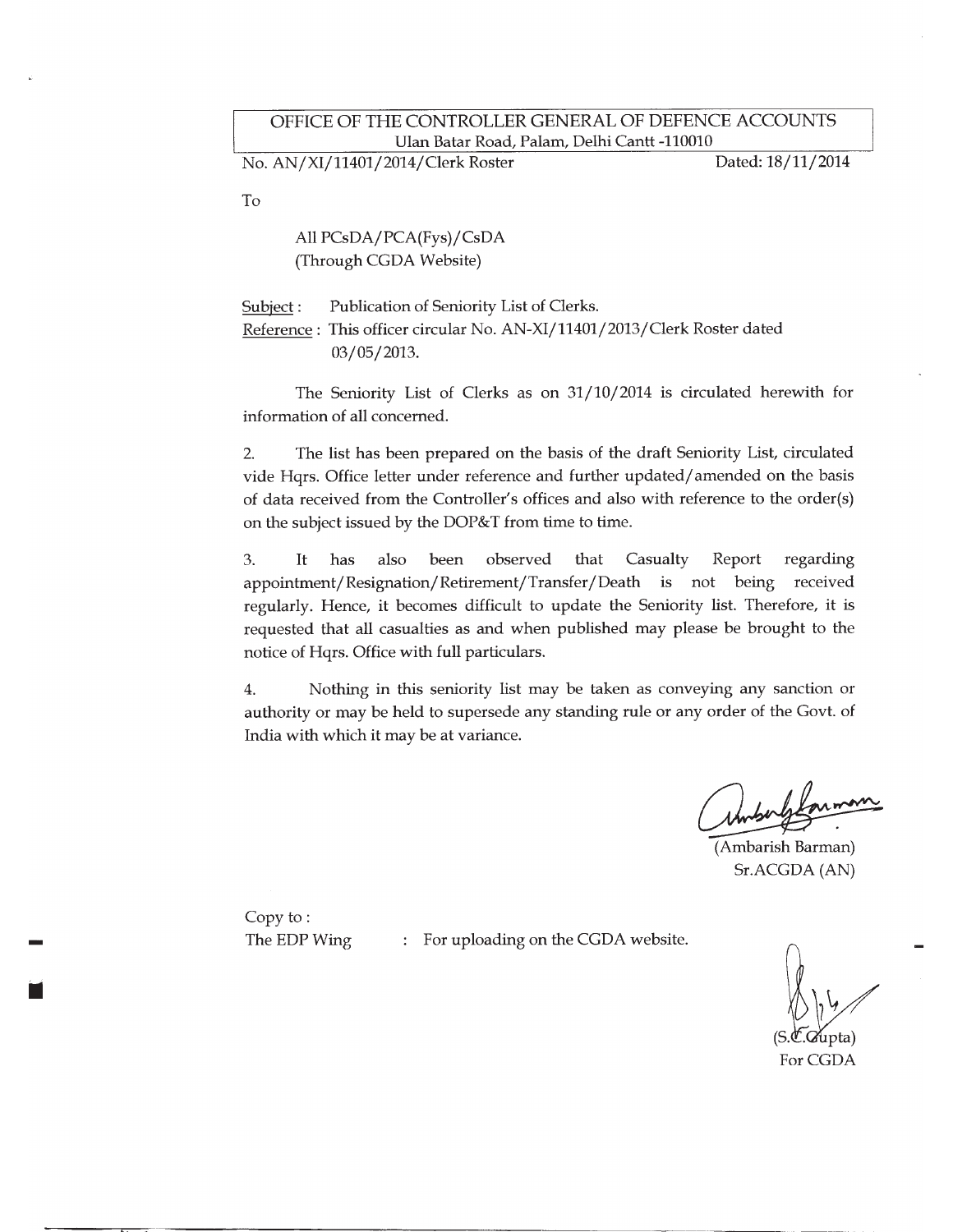OFFICE OF THE CONTROLLER GENERAL OF DEFENCE ACCOUNTS
Ulan Batar Road, Palam, Delhi Cantt -110010

No. AN/XI/11401/2014/Clerk Roster

Dated: 18/11/2014

To

All PCsDA/PCA(Fys)/CsDA
(Through CGDA Website)

Subject : Publication of Seniority List of Clerks.

Reference : This officer circular No. AN-XI/11401/2013/Clerk Roster dated 03/05/2013.

The Seniority List of Clerks as on 31/10/2014 is circulated herewith for information of all concerned.

2. The list has been prepared on the basis of the draft Seniority List, circulated vide Hqrs. Office letter under reference and further updated/amended on the basis of data received from the Controller's offices and also with reference to the order(s) on the subject issued by the DOP&T from time to time.

3. It has also been observed that Casualty Report regarding appointment/Resignation/Retirement/Transfer/Death is not being received regularly. Hence, it becomes difficult to update the Seniority list. Therefore, it is requested that all casualties as and when published may please be brought to the notice of Hqrs. Office with full particulars.

4. Nothing in this seniority list may be taken as conveying any sanction or authority or may be held to supersede any standing rule or any order of the Govt. of India with which it may be at variance.

(Ambarish Barman)
Sr.ACGDA (AN)

Copy to :

The EDP Wing : For uploading on the CGDA website.

(S.C.Gupta)
For CGDA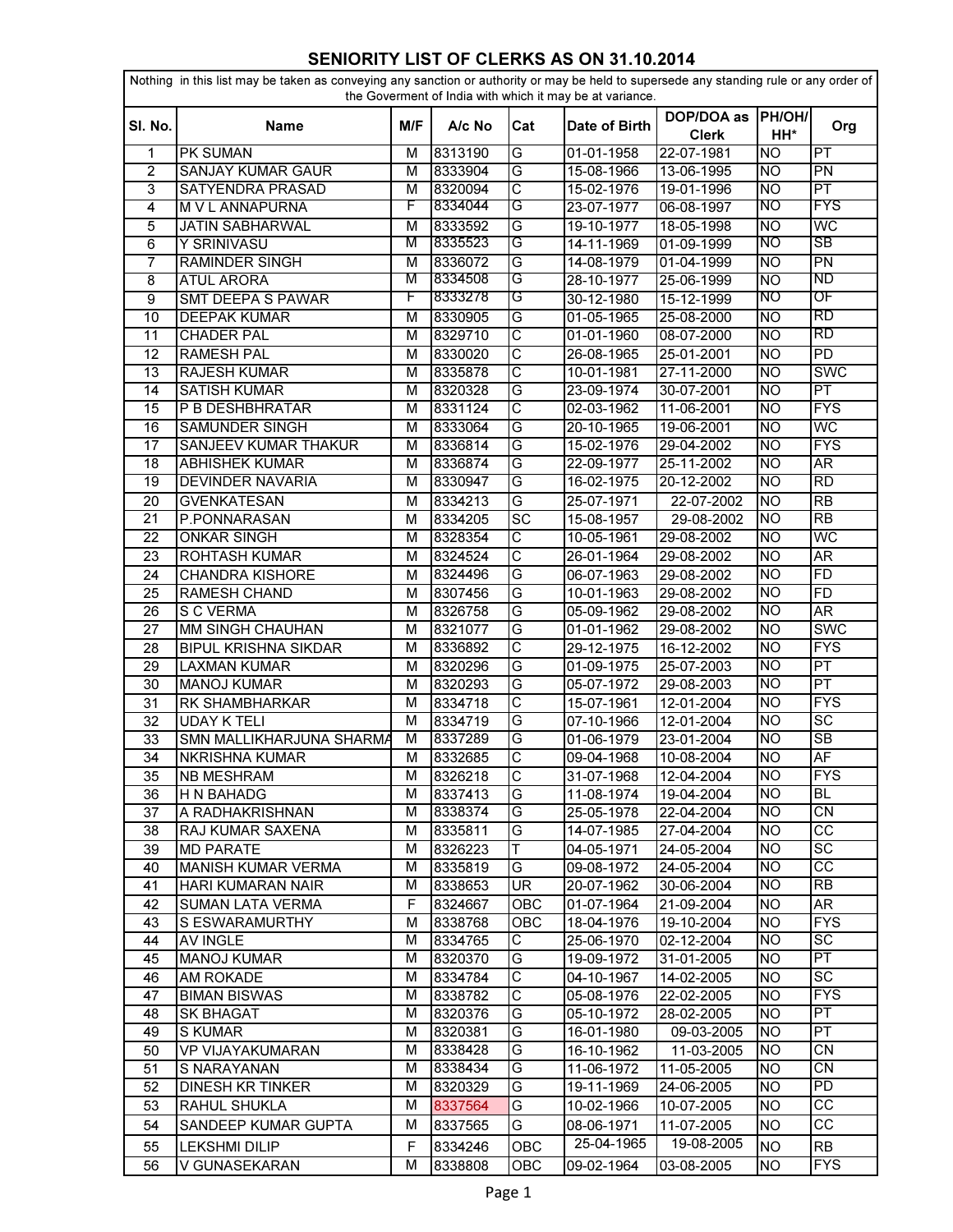# SENIORITY LIST OF CLERKS AS ON 31.10.2014

Nothing in this list may be taken as conveying any sanction or authority or may be held to supersede any standing rule or any order of the Goverment of India with which it may be at variance.

| Sl. No. | Name | M/F | A/c No | Cat | Date of Birth | DOP/DOA as Clerk | PH/OH/ HH* | Org |
|---|---|---|---|---|---|---|---|---|
| 1 | PK SUMAN | M | 8313190 | G | 01-01-1958 | 22-07-1981 | NO | PT |
| 2 | SANJAY KUMAR GAUR | M | 8333904 | G | 15-08-1966 | 13-06-1995 | NO | PN |
| 3 | SATYENDRA PRASAD | M | 8320094 | C | 15-02-1976 | 19-01-1996 | NO | PT |
| 4 | M V L ANNAPURNA | F | 8334044 | G | 23-07-1977 | 06-08-1997 | NO | FYS |
| 5 | JATIN SABHARWAL | M | 8333592 | G | 19-10-1977 | 18-05-1998 | NO | WC |
| 6 | Y SRINIVASU | M | 8335523 | G | 14-11-1969 | 01-09-1999 | NO | SB |
| 7 | RAMINDER SINGH | M | 8336072 | G | 14-08-1979 | 01-04-1999 | NO | PN |
| 8 | ATUL ARORA | M | 8334508 | G | 28-10-1977 | 25-06-1999 | NO | ND |
| 9 | SMT DEEPA S PAWAR | F | 8333278 | G | 30-12-1980 | 15-12-1999 | NO | OF |
| 10 | DEEPAK KUMAR | M | 8330905 | G | 01-05-1965 | 25-08-2000 | NO | RD |
| 11 | CHADER PAL | M | 8329710 | C | 01-01-1960 | 08-07-2000 | NO | RD |
| 12 | RAMESH PAL | M | 8330020 | C | 26-08-1965 | 25-01-2001 | NO | PD |
| 13 | RAJESH KUMAR | M | 8335878 | C | 10-01-1981 | 27-11-2000 | NO | SWC |
| 14 | SATISH KUMAR | M | 8320328 | G | 23-09-1974 | 30-07-2001 | NO | PT |
| 15 | P B DESHBHRATAR | M | 8331124 | C | 02-03-1962 | 11-06-2001 | NO | FYS |
| 16 | SAMUNDER SINGH | M | 8333064 | G | 20-10-1965 | 19-06-2001 | NO | WC |
| 17 | SANJEEV KUMAR THAKUR | M | 8336814 | G | 15-02-1976 | 29-04-2002 | NO | FYS |
| 18 | ABHISHEK KUMAR | M | 8336874 | G | 22-09-1977 | 25-11-2002 | NO | AR |
| 19 | DEVINDER NAVARIA | M | 8330947 | G | 16-02-1975 | 20-12-2002 | NO | RD |
| 20 | GVENKATESAN | M | 8334213 | G | 25-07-1971 | 22-07-2002 | NO | RB |
| 21 | P.PONNARASAN | M | 8334205 | SC | 15-08-1957 | 29-08-2002 | NO | RB |
| 22 | ONKAR SINGH | M | 8328354 | C | 10-05-1961 | 29-08-2002 | NO | WC |
| 23 | ROHTASH KUMAR | M | 8324524 | C | 26-01-1964 | 29-08-2002 | NO | AR |
| 24 | CHANDRA KISHORE | M | 8324496 | G | 06-07-1963 | 29-08-2002 | NO | FD |
| 25 | RAMESH CHAND | M | 8307456 | G | 10-01-1963 | 29-08-2002 | NO | FD |
| 26 | S C VERMA | M | 8326758 | G | 05-09-1962 | 29-08-2002 | NO | AR |
| 27 | MM SINGH CHAUHAN | M | 8321077 | G | 01-01-1962 | 29-08-2002 | NO | SWC |
| 28 | BIPUL KRISHNA SIKDAR | M | 8336892 | C | 29-12-1975 | 16-12-2002 | NO | FYS |
| 29 | LAXMAN KUMAR | M | 8320296 | G | 01-09-1975 | 25-07-2003 | NO | PT |
| 30 | MANOJ KUMAR | M | 8320293 | G | 05-07-1972 | 29-08-2003 | NO | PT |
| 31 | RK SHAMBHARKAR | M | 8334718 | C | 15-07-1961 | 12-01-2004 | NO | FYS |
| 32 | UDAY K TELI | M | 8334719 | G | 07-10-1966 | 12-01-2004 | NO | SC |
| 33 | SMN MALLIKHARJUNA SHARMA | M | 8337289 | G | 01-06-1979 | 23-01-2004 | NO | SB |
| 34 | NKRISHNA KUMAR | M | 8332685 | C | 09-04-1968 | 10-08-2004 | NO | AF |
| 35 | NB MESHRAM | M | 8326218 | C | 31-07-1968 | 12-04-2004 | NO | FYS |
| 36 | H N BAHADG | M | 8337413 | G | 11-08-1974 | 19-04-2004 | NO | BL |
| 37 | A RADHAKRISHNAN | M | 8338374 | G | 25-05-1978 | 22-04-2004 | NO | CN |
| 38 | RAJ KUMAR SAXENA | M | 8335811 | G | 14-07-1985 | 27-04-2004 | NO | CC |
| 39 | MD PARATE | M | 8326223 | T | 04-05-1971 | 24-05-2004 | NO | SC |
| 40 | MANISH KUMAR VERMA | M | 8335819 | G | 09-08-1972 | 24-05-2004 | NO | CC |
| 41 | HARI KUMARAN NAIR | M | 8338653 | UR | 20-07-1962 | 30-06-2004 | NO | RB |
| 42 | SUMAN LATA VERMA | F | 8324667 | OBC | 01-07-1964 | 21-09-2004 | NO | AR |
| 43 | S ESWARAMURTHY | M | 8338768 | OBC | 18-04-1976 | 19-10-2004 | NO | FYS |
| 44 | AV INGLE | M | 8334765 | C | 25-06-1970 | 02-12-2004 | NO | SC |
| 45 | MANOJ KUMAR | M | 8320370 | G | 19-09-1972 | 31-01-2005 | NO | PT |
| 46 | AM ROKADE | M | 8334784 | C | 04-10-1967 | 14-02-2005 | NO | SC |
| 47 | BIMAN BISWAS | M | 8338782 | C | 05-08-1976 | 22-02-2005 | NO | FYS |
| 48 | SK BHAGAT | M | 8320376 | G | 05-10-1972 | 28-02-2005 | NO | PT |
| 49 | S KUMAR | M | 8320381 | G | 16-01-1980 | 09-03-2005 | NO | PT |
| 50 | VP VIJAYAKUMARAN | M | 8338428 | G | 16-10-1962 | 11-03-2005 | NO | CN |
| 51 | S NARAYANAN | M | 8338434 | G | 11-06-1972 | 11-05-2005 | NO | CN |
| 52 | DINESH KR TINKER | M | 8320329 | G | 19-11-1969 | 24-06-2005 | NO | PD |
| 53 | RAHUL SHUKLA | M | 8337564 | G | 10-02-1966 | 10-07-2005 | NO | CC |
| 54 | SANDEEP KUMAR GUPTA | M | 8337565 | G | 08-06-1971 | 11-07-2005 | NO | CC |
| 55 | LEKSHMI DILIP | F | 8334246 | OBC | 25-04-1965 | 19-08-2005 | NO | RB |
| 56 | V GUNASEKARAN | M | 8338808 | OBC | 09-02-1964 | 03-08-2005 | NO | FYS |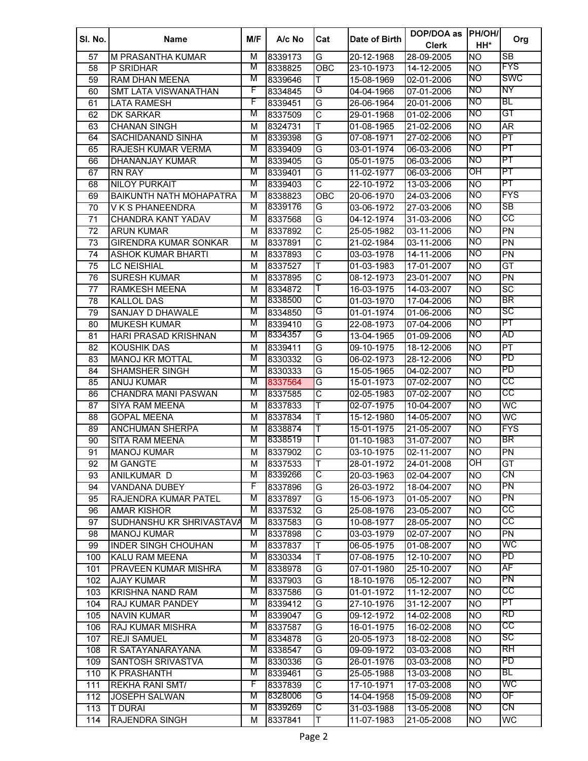| Sl. No. | Name | M/F | A/c No | Cat | Date of Birth | DOP/DOA as Clerk | PH/OH/ HH* | Org |
|---|---|---|---|---|---|---|---|---|
| 57 | M PRASANTHA KUMAR | M | 8339173 | G | 20-12-1968 | 28-09-2005 | NO | SB |
| 58 | P SRIDHAR | M | 8338825 | OBC | 23-10-1973 | 14-12-2005 | NO | FYS |
| 59 | RAM DHAN MEENA | M | 8339646 | T | 15-08-1969 | 02-01-2006 | NO | SWC |
| 60 | SMT LATA VISWANATHAN | F | 8334845 | G | 04-04-1966 | 07-01-2006 | NO | NY |
| 61 | LATA RAMESH | F | 8339451 | G | 26-06-1964 | 20-01-2006 | NO | BL |
| 62 | DK SARKAR | M | 8337509 | C | 29-01-1968 | 01-02-2006 | NO | GT |
| 63 | CHANAN SINGH | M | 8324731 | T | 01-08-1965 | 21-02-2006 | NO | AR |
| 64 | SACHIDANAND SINHA | M | 8339398 | G | 07-08-1971 | 27-02-2006 | NO | PT |
| 65 | RAJESH KUMAR VERMA | M | 8339409 | G | 03-01-1974 | 06-03-2006 | NO | PT |
| 66 | DHANANJAY KUMAR | M | 8339405 | G | 05-01-1975 | 06-03-2006 | NO | PT |
| 67 | RN RAY | M | 8339401 | G | 11-02-1977 | 06-03-2006 | OH | PT |
| 68 | NILOY PURKAIT | M | 8339403 | C | 22-10-1972 | 13-03-2006 | NO | PT |
| 69 | BAIKUNTH NATH MOHAPATRA | M | 8338823 | OBC | 20-06-1970 | 24-03-2006 | NO | FYS |
| 70 | V K S PHANEENDRA | M | 8339176 | G | 03-06-1972 | 27-03-2006 | NO | SB |
| 71 | CHANDRA KANT YADAV | M | 8337568 | G | 04-12-1974 | 31-03-2006 | NO | CC |
| 72 | ARUN KUMAR | M | 8337892 | C | 25-05-1982 | 03-11-2006 | NO | PN |
| 73 | GIRENDRA KUMAR SONKAR | M | 8337891 | C | 21-02-1984 | 03-11-2006 | NO | PN |
| 74 | ASHOK KUMAR BHARTI | M | 8337893 | C | 03-03-1978 | 14-11-2006 | NO | PN |
| 75 | LC NEISHIAL | M | 8337527 | T | 01-03-1983 | 17-01-2007 | NO | GT |
| 76 | SURESH KUMAR | M | 8337895 | C | 08-12-1973 | 23-01-2007 | NO | PN |
| 77 | RAMKESH MEENA | M | 8334872 | T | 16-03-1975 | 14-03-2007 | NO | SC |
| 78 | KALLOL DAS | M | 8338500 | C | 01-03-1970 | 17-04-2006 | NO | BR |
| 79 | SANJAY D DHAWALE | M | 8334850 | G | 01-01-1974 | 01-06-2006 | NO | SC |
| 80 | MUKESH KUMAR | M | 8339410 | G | 22-08-1973 | 07-04-2006 | NO | PT |
| 81 | HARI PRASAD KRISHNAN | M | 8334357 | G | 13-04-1965 | 01-09-2006 | NO | AD |
| 82 | KOUSHIK DAS | M | 8339411 | G | 09-10-1975 | 18-12-2006 | NO | PT |
| 83 | MANOJ KR MOTTAL | M | 8330332 | G | 06-02-1973 | 28-12-2006 | NO | PD |
| 84 | SHAMSHER SINGH | M | 8330333 | G | 15-05-1965 | 04-02-2007 | NO | PD |
| 85 | ANUJ KUMAR | M | 8337564 | G | 15-01-1973 | 07-02-2007 | NO | CC |
| 86 | CHANDRA MANI PASWAN | M | 8337585 | C | 02-05-1983 | 07-02-2007 | NO | CC |
| 87 | SIYA RAM MEENA | M | 8337833 | T | 02-07-1975 | 10-04-2007 | NO | WC |
| 88 | GOPAL MEENA | M | 8337834 | T | 15-12-1980 | 14-05-2007 | NO | WC |
| 89 | ANCHUMAN SHERPA | M | 8338874 | T | 15-01-1975 | 21-05-2007 | NO | FYS |
| 90 | SITA RAM MEENA | M | 8338519 | T | 01-10-1983 | 31-07-2007 | NO | BR |
| 91 | MANOJ KUMAR | M | 8337902 | C | 03-10-1975 | 02-11-2007 | NO | PN |
| 92 | M GANGTE | M | 8337533 | T | 28-01-1972 | 24-01-2008 | OH | GT |
| 93 | ANILKUMAR D | M | 8339266 | C | 20-03-1963 | 02-04-2007 | NO | CN |
| 94 | VANDANA DUBEY | F | 8337896 | G | 26-03-1972 | 18-04-2007 | NO | PN |
| 95 | RAJENDRA KUMAR PATEL | M | 8337897 | G | 15-06-1973 | 01-05-2007 | NO | PN |
| 96 | AMAR KISHOR | M | 8337532 | G | 25-08-1976 | 23-05-2007 | NO | CC |
| 97 | SUDHANSHU KR SHRIVASTAVA | M | 8337583 | G | 10-08-1977 | 28-05-2007 | NO | CC |
| 98 | MANOJ KUMAR | M | 8337898 | C | 03-03-1979 | 02-07-2007 | NO | PN |
| 99 | INDER SINGH CHOUHAN | M | 8337837 | T | 06-05-1975 | 01-08-2007 | NO | WC |
| 100 | KALU RAM MEENA | M | 8330334 | T | 07-08-1975 | 12-10-2007 | NO | PD |
| 101 | PRAVEEN KUMAR MISHRA | M | 8338978 | G | 07-01-1980 | 25-10-2007 | NO | AF |
| 102 | AJAY KUMAR | M | 8337903 | G | 18-10-1976 | 05-12-2007 | NO | PN |
| 103 | KRISHNA NAND RAM | M | 8337586 | G | 01-01-1972 | 11-12-2007 | NO | CC |
| 104 | RAJ KUMAR PANDEY | M | 8339412 | G | 27-10-1976 | 31-12-2007 | NO | PT |
| 105 | NAVIN KUMAR | M | 8339047 | G | 09-12-1972 | 14-02-2008 | NO | RD |
| 106 | RAJ KUMAR MISHRA | M | 8337587 | G | 16-01-1975 | 16-02-2008 | NO | CC |
| 107 | REJI SAMUEL | M | 8334878 | G | 20-05-1973 | 18-02-2008 | NO | SC |
| 108 | R SATAYANARAYANA | M | 8338547 | G | 09-09-1972 | 03-03-2008 | NO | RH |
| 109 | SANTOSH SRIVASTVA | M | 8330336 | G | 26-01-1976 | 03-03-2008 | NO | PD |
| 110 | K PRASHANTH | M | 8339461 | G | 25-05-1988 | 13-03-2008 | NO | BL |
| 111 | REKHA RANI SMT/ | F | 8337839 | C | 17-10-1971 | 17-03-2008 | NO | WC |
| 112 | JOSEPH SALWAN | M | 8328006 | G | 14-04-1958 | 15-09-2008 | NO | OF |
| 113 | T DURAI | M | 8339269 | C | 31-03-1988 | 13-05-2008 | NO | CN |
| 114 | RAJENDRA SINGH | M | 8337841 | T | 11-07-1983 | 21-05-2008 | NO | WC |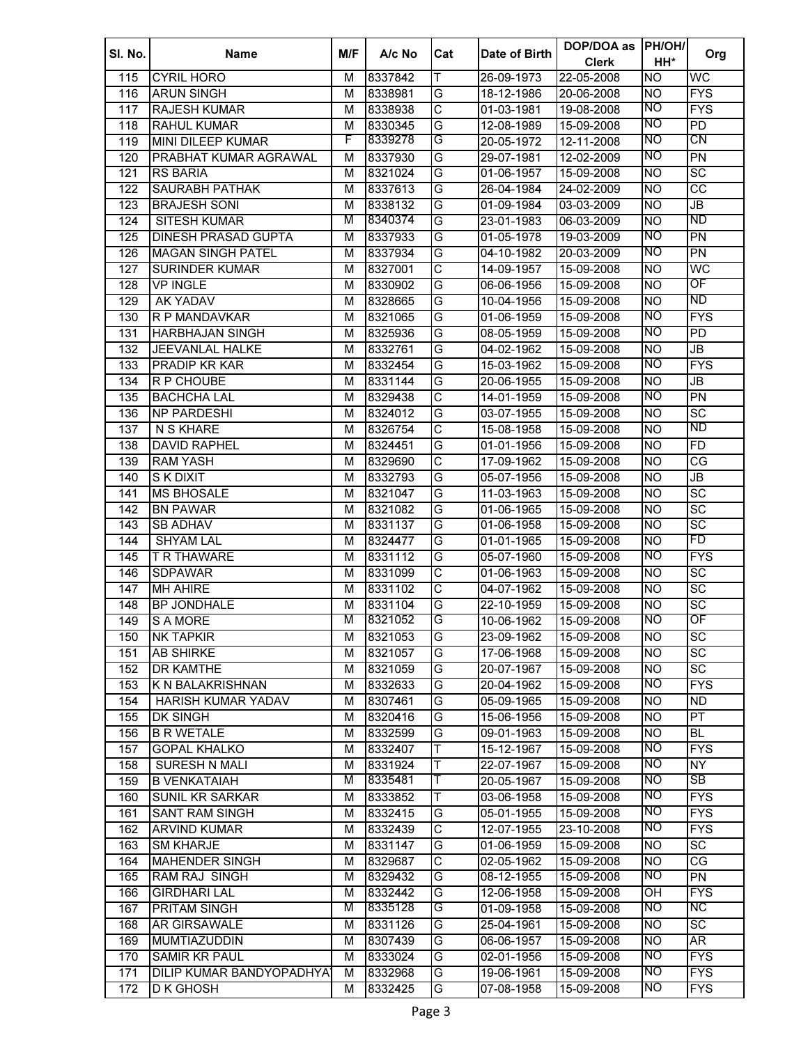| Sl. No. | Name | M/F | A/c No | Cat | Date of Birth | DOP/DOA as Clerk | PH/OH/ HH* | Org |
|---|---|---|---|---|---|---|---|---|
| 115 | CYRIL HORO | M | 8337842 | T | 26-09-1973 | 22-05-2008 | NO | WC |
| 116 | ARUN SINGH | M | 8338981 | G | 18-12-1986 | 20-06-2008 | NO | FYS |
| 117 | RAJESH KUMAR | M | 8338938 | C | 01-03-1981 | 19-08-2008 | NO | FYS |
| 118 | RAHUL KUMAR | M | 8330345 | G | 12-08-1989 | 15-09-2008 | NO | PD |
| 119 | MINI DILEEP KUMAR | F | 8339278 | G | 20-05-1972 | 12-11-2008 | NO | CN |
| 120 | PRABHAT KUMAR AGRAWAL | M | 8337930 | G | 29-07-1981 | 12-02-2009 | NO | PN |
| 121 | RS BARIA | M | 8321024 | G | 01-06-1957 | 15-09-2008 | NO | SC |
| 122 | SAURABH PATHAK | M | 8337613 | G | 26-04-1984 | 24-02-2009 | NO | CC |
| 123 | BRAJESH SONI | M | 8338132 | G | 01-09-1984 | 03-03-2009 | NO | JB |
| 124 | SITESH KUMAR | M | 8340374 | G | 23-01-1983 | 06-03-2009 | NO | ND |
| 125 | DINESH PRASAD GUPTA | M | 8337933 | G | 01-05-1978 | 19-03-2009 | NO | PN |
| 126 | MAGAN SINGH PATEL | M | 8337934 | G | 04-10-1982 | 20-03-2009 | NO | PN |
| 127 | SURINDER KUMAR | M | 8327001 | C | 14-09-1957 | 15-09-2008 | NO | WC |
| 128 | VP INGLE | M | 8330902 | G | 06-06-1956 | 15-09-2008 | NO | OF |
| 129 | AK YADAV | M | 8328665 | G | 10-04-1956 | 15-09-2008 | NO | ND |
| 130 | R P MANDAVKAR | M | 8321065 | G | 01-06-1959 | 15-09-2008 | NO | FYS |
| 131 | HARBHAJAN SINGH | M | 8325936 | G | 08-05-1959 | 15-09-2008 | NO | PD |
| 132 | JEEVANLAL HALKE | M | 8332761 | G | 04-02-1962 | 15-09-2008 | NO | JB |
| 133 | PRADIP KR KAR | M | 8332454 | G | 15-03-1962 | 15-09-2008 | NO | FYS |
| 134 | R P CHOUBE | M | 8331144 | G | 20-06-1955 | 15-09-2008 | NO | JB |
| 135 | BACHCHA LAL | M | 8329438 | C | 14-01-1959 | 15-09-2008 | NO | PN |
| 136 | NP PARDESHI | M | 8324012 | G | 03-07-1955 | 15-09-2008 | NO | SC |
| 137 | N S KHARE | M | 8326754 | C | 15-08-1958 | 15-09-2008 | NO | ND |
| 138 | DAVID RAPHEL | M | 8324451 | G | 01-01-1956 | 15-09-2008 | NO | FD |
| 139 | RAM YASH | M | 8329690 | C | 17-09-1962 | 15-09-2008 | NO | CG |
| 140 | S K DIXIT | M | 8332793 | G | 05-07-1956 | 15-09-2008 | NO | JB |
| 141 | MS BHOSALE | M | 8321047 | G | 11-03-1963 | 15-09-2008 | NO | SC |
| 142 | BN PAWAR | M | 8321082 | G | 01-06-1965 | 15-09-2008 | NO | SC |
| 143 | SB ADHAV | M | 8331137 | G | 01-06-1958 | 15-09-2008 | NO | SC |
| 144 | SHYAM LAL | M | 8324477 | G | 01-01-1965 | 15-09-2008 | NO | FD |
| 145 | T R THAWARE | M | 8331112 | G | 05-07-1960 | 15-09-2008 | NO | FYS |
| 146 | SDPAWAR | M | 8331099 | C | 01-06-1963 | 15-09-2008 | NO | SC |
| 147 | MH AHIRE | M | 8331102 | C | 04-07-1962 | 15-09-2008 | NO | SC |
| 148 | BP JONDHALE | M | 8331104 | G | 22-10-1959 | 15-09-2008 | NO | SC |
| 149 | S A MORE | M | 8321052 | G | 10-06-1962 | 15-09-2008 | NO | OF |
| 150 | NK TAPKIR | M | 8321053 | G | 23-09-1962 | 15-09-2008 | NO | SC |
| 151 | AB SHIRKE | M | 8321057 | G | 17-06-1968 | 15-09-2008 | NO | SC |
| 152 | DR KAMTHE | M | 8321059 | G | 20-07-1967 | 15-09-2008 | NO | SC |
| 153 | K N BALAKRISHNAN | M | 8332633 | G | 20-04-1962 | 15-09-2008 | NO | FYS |
| 154 | HARISH KUMAR YADAV | M | 8307461 | G | 05-09-1965 | 15-09-2008 | NO | ND |
| 155 | DK SINGH | M | 8320416 | G | 15-06-1956 | 15-09-2008 | NO | PT |
| 156 | B R WETALE | M | 8332599 | G | 09-01-1963 | 15-09-2008 | NO | BL |
| 157 | GOPAL KHALKO | M | 8332407 | T | 15-12-1967 | 15-09-2008 | NO | FYS |
| 158 | SURESH N MALI | M | 8331924 | T | 22-07-1967 | 15-09-2008 | NO | NY |
| 159 | B VENKATAIAH | M | 8335481 | T | 20-05-1967 | 15-09-2008 | NO | SB |
| 160 | SUNIL KR SARKAR | M | 8333852 | T | 03-06-1958 | 15-09-2008 | NO | FYS |
| 161 | SANT RAM SINGH | M | 8332415 | G | 05-01-1955 | 15-09-2008 | NO | FYS |
| 162 | ARVIND KUMAR | M | 8332439 | C | 12-07-1955 | 23-10-2008 | NO | FYS |
| 163 | SM KHARJE | M | 8331147 | G | 01-06-1959 | 15-09-2008 | NO | SC |
| 164 | MAHENDER SINGH | M | 8329687 | C | 02-05-1962 | 15-09-2008 | NO | CG |
| 165 | RAM RAJ SINGH | M | 8329432 | G | 08-12-1955 | 15-09-2008 | NO | PN |
| 166 | GIRDHARI LAL | M | 8332442 | G | 12-06-1958 | 15-09-2008 | OH | FYS |
| 167 | PRITAM SINGH | M | 8335128 | G | 01-09-1958 | 15-09-2008 | NO | NC |
| 168 | AR GIRSAWALE | M | 8331126 | G | 25-04-1961 | 15-09-2008 | NO | SC |
| 169 | MUMTIAZUDDIN | M | 8307439 | G | 06-06-1957 | 15-09-2008 | NO | AR |
| 170 | SAMIR KR PAUL | M | 8333024 | G | 02-01-1956 | 15-09-2008 | NO | FYS |
| 171 | DILIP KUMAR BANDYOPADHYA | M | 8332968 | G | 19-06-1961 | 15-09-2008 | NO | FYS |
| 172 | D K GHOSH | M | 8332425 | G | 07-08-1958 | 15-09-2008 | NO | FYS |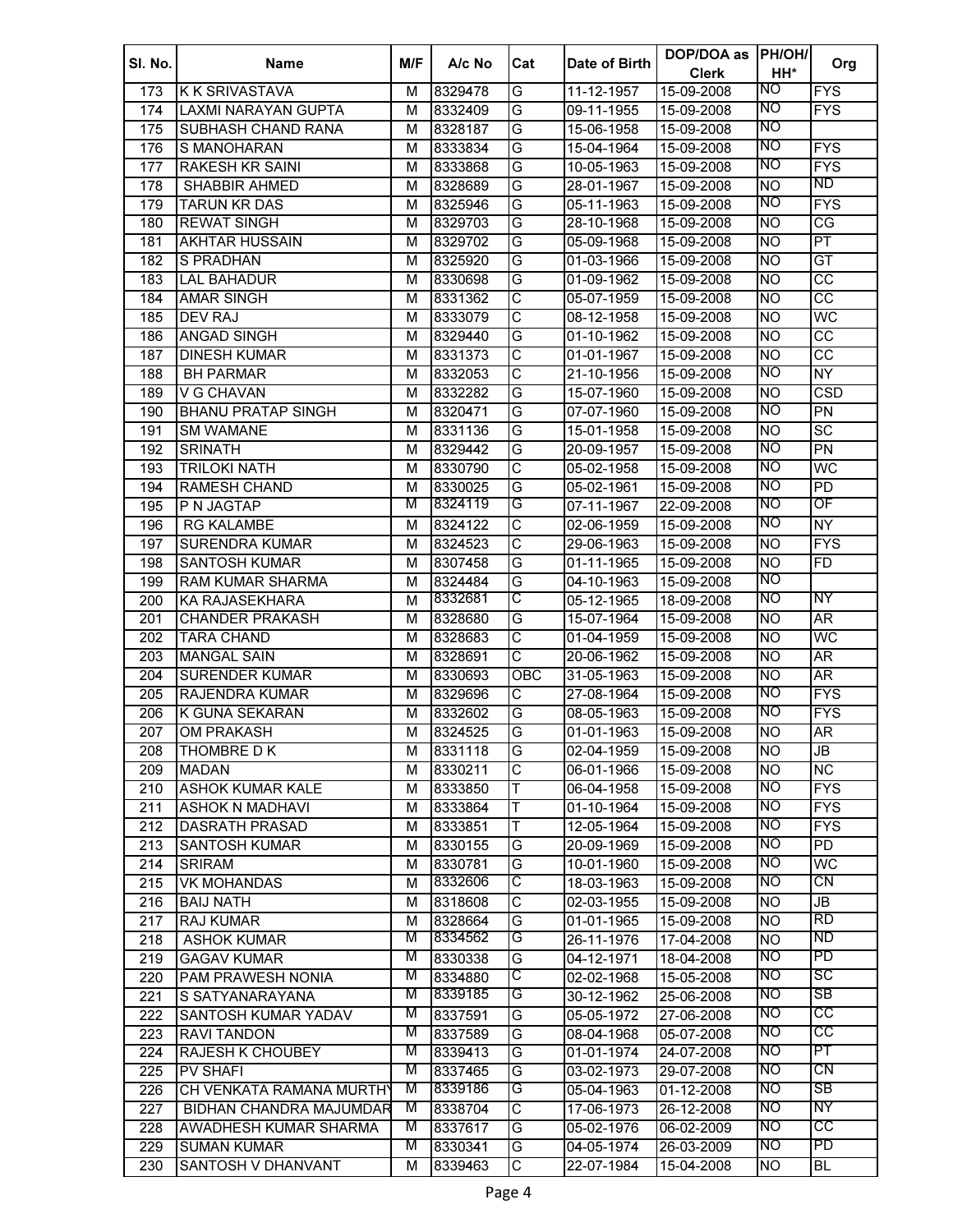| Sl. No. | Name | M/F | A/c No | Cat | Date of Birth | DOP/DOA as Clerk | PH/OH/ HH* | Org |
|---|---|---|---|---|---|---|---|---|
| 173 | K K SRIVASTAVA | M | 8329478 | G | 11-12-1957 | 15-09-2008 | NO | FYS |
| 174 | LAXMI NARAYAN GUPTA | M | 8332409 | G | 09-11-1955 | 15-09-2008 | NO | FYS |
| 175 | SUBHASH CHAND RANA | M | 8328187 | G | 15-06-1958 | 15-09-2008 | NO | |
| 176 | S MANOHARAN | M | 8333834 | G | 15-04-1964 | 15-09-2008 | NO | FYS |
| 177 | RAKESH KR SAINI | M | 8333868 | G | 10-05-1963 | 15-09-2008 | NO | FYS |
| 178 | SHABBIR AHMED | M | 8328689 | G | 28-01-1967 | 15-09-2008 | NO | ND |
| 179 | TARUN KR DAS | M | 8325946 | G | 05-11-1963 | 15-09-2008 | NO | FYS |
| 180 | REWAT SINGH | M | 8329703 | G | 28-10-1968 | 15-09-2008 | NO | CG |
| 181 | AKHTAR HUSSAIN | M | 8329702 | G | 05-09-1968 | 15-09-2008 | NO | PT |
| 182 | S PRADHAN | M | 8325920 | G | 01-03-1966 | 15-09-2008 | NO | GT |
| 183 | LAL BAHADUR | M | 8330698 | G | 01-09-1962 | 15-09-2008 | NO | CC |
| 184 | AMAR SINGH | M | 8331362 | C | 05-07-1959 | 15-09-2008 | NO | CC |
| 185 | DEV RAJ | M | 8333079 | C | 08-12-1958 | 15-09-2008 | NO | WC |
| 186 | ANGAD SINGH | M | 8329440 | G | 01-10-1962 | 15-09-2008 | NO | CC |
| 187 | DINESH KUMAR | M | 8331373 | C | 01-01-1967 | 15-09-2008 | NO | CC |
| 188 | BH PARMAR | M | 8332053 | C | 21-10-1956 | 15-09-2008 | NO | NY |
| 189 | V G CHAVAN | M | 8332282 | G | 15-07-1960 | 15-09-2008 | NO | CSD |
| 190 | BHANU PRATAP SINGH | M | 8320471 | G | 07-07-1960 | 15-09-2008 | NO | PN |
| 191 | SM WAMANE | M | 8331136 | G | 15-01-1958 | 15-09-2008 | NO | SC |
| 192 | SRINATH | M | 8329442 | G | 20-09-1957 | 15-09-2008 | NO | PN |
| 193 | TRILOKI NATH | M | 8330790 | C | 05-02-1958 | 15-09-2008 | NO | WC |
| 194 | RAMESH CHAND | M | 8330025 | G | 05-02-1961 | 15-09-2008 | NO | PD |
| 195 | P N JAGTAP | M | 8324119 | G | 07-11-1967 | 22-09-2008 | NO | OF |
| 196 | RG KALAMBE | M | 8324122 | C | 02-06-1959 | 15-09-2008 | NO | NY |
| 197 | SURENDRA KUMAR | M | 8324523 | C | 29-06-1963 | 15-09-2008 | NO | FYS |
| 198 | SANTOSH KUMAR | M | 8307458 | G | 01-11-1965 | 15-09-2008 | NO | FD |
| 199 | RAM KUMAR SHARMA | M | 8324484 | G | 04-10-1963 | 15-09-2008 | NO | |
| 200 | KA RAJASEKHARA | M | 8332681 | C | 05-12-1965 | 18-09-2008 | NO | NY |
| 201 | CHANDER PRAKASH | M | 8328680 | G | 15-07-1964 | 15-09-2008 | NO | AR |
| 202 | TARA CHAND | M | 8328683 | C | 01-04-1959 | 15-09-2008 | NO | WC |
| 203 | MANGAL SAIN | M | 8328691 | C | 20-06-1962 | 15-09-2008 | NO | AR |
| 204 | SURENDER KUMAR | M | 8330693 | OBC | 31-05-1963 | 15-09-2008 | NO | AR |
| 205 | RAJENDRA KUMAR | M | 8329696 | C | 27-08-1964 | 15-09-2008 | NO | FYS |
| 206 | K GUNA SEKARAN | M | 8332602 | G | 08-05-1963 | 15-09-2008 | NO | FYS |
| 207 | OM PRAKASH | M | 8324525 | G | 01-01-1963 | 15-09-2008 | NO | AR |
| 208 | THOMBRE D K | M | 8331118 | G | 02-04-1959 | 15-09-2008 | NO | JB |
| 209 | MADAN | M | 8330211 | C | 06-01-1966 | 15-09-2008 | NO | NC |
| 210 | ASHOK KUMAR KALE | M | 8333850 | T | 06-04-1958 | 15-09-2008 | NO | FYS |
| 211 | ASHOK N MADHAVI | M | 8333864 | T | 01-10-1964 | 15-09-2008 | NO | FYS |
| 212 | DASRATH PRASAD | M | 8333851 | T | 12-05-1964 | 15-09-2008 | NO | FYS |
| 213 | SANTOSH KUMAR | M | 8330155 | G | 20-09-1969 | 15-09-2008 | NO | PD |
| 214 | SRIRAM | M | 8330781 | G | 10-01-1960 | 15-09-2008 | NO | WC |
| 215 | VK MOHANDAS | M | 8332606 | C | 18-03-1963 | 15-09-2008 | NO | CN |
| 216 | BAIJ NATH | M | 8318608 | C | 02-03-1955 | 15-09-2008 | NO | JB |
| 217 | RAJ KUMAR | M | 8328664 | G | 01-01-1965 | 15-09-2008 | NO | RD |
| 218 | ASHOK KUMAR | M | 8334562 | G | 26-11-1976 | 17-04-2008 | NO | ND |
| 219 | GAGAV KUMAR | M | 8330338 | G | 04-12-1971 | 18-04-2008 | NO | PD |
| 220 | PAM PRAWESH NONIA | M | 8334880 | C | 02-02-1968 | 15-05-2008 | NO | SC |
| 221 | S SATYANARAYANA | M | 8339185 | G | 30-12-1962 | 25-06-2008 | NO | SB |
| 222 | SANTOSH KUMAR YADAV | M | 8337591 | G | 05-05-1972 | 27-06-2008 | NO | CC |
| 223 | RAVI TANDON | M | 8337589 | G | 08-04-1968 | 05-07-2008 | NO | CC |
| 224 | RAJESH K CHOUBEY | M | 8339413 | G | 01-01-1974 | 24-07-2008 | NO | PT |
| 225 | PV SHAFI | M | 8337465 | G | 03-02-1973 | 29-07-2008 | NO | CN |
| 226 | CH VENKATA RAMANA MURTHY | M | 8339186 | G | 05-04-1963 | 01-12-2008 | NO | SB |
| 227 | BIDHAN CHANDRA MAJUMDAR | M | 8338704 | C | 17-06-1973 | 26-12-2008 | NO | NY |
| 228 | AWADHESH KUMAR SHARMA | M | 8337617 | G | 05-02-1976 | 06-02-2009 | NO | CC |
| 229 | SUMAN KUMAR | M | 8330341 | G | 04-05-1974 | 26-03-2009 | NO | PD |
| 230 | SANTOSH V DHANVANT | M | 8339463 | C | 22-07-1984 | 15-04-2008 | NO | BL |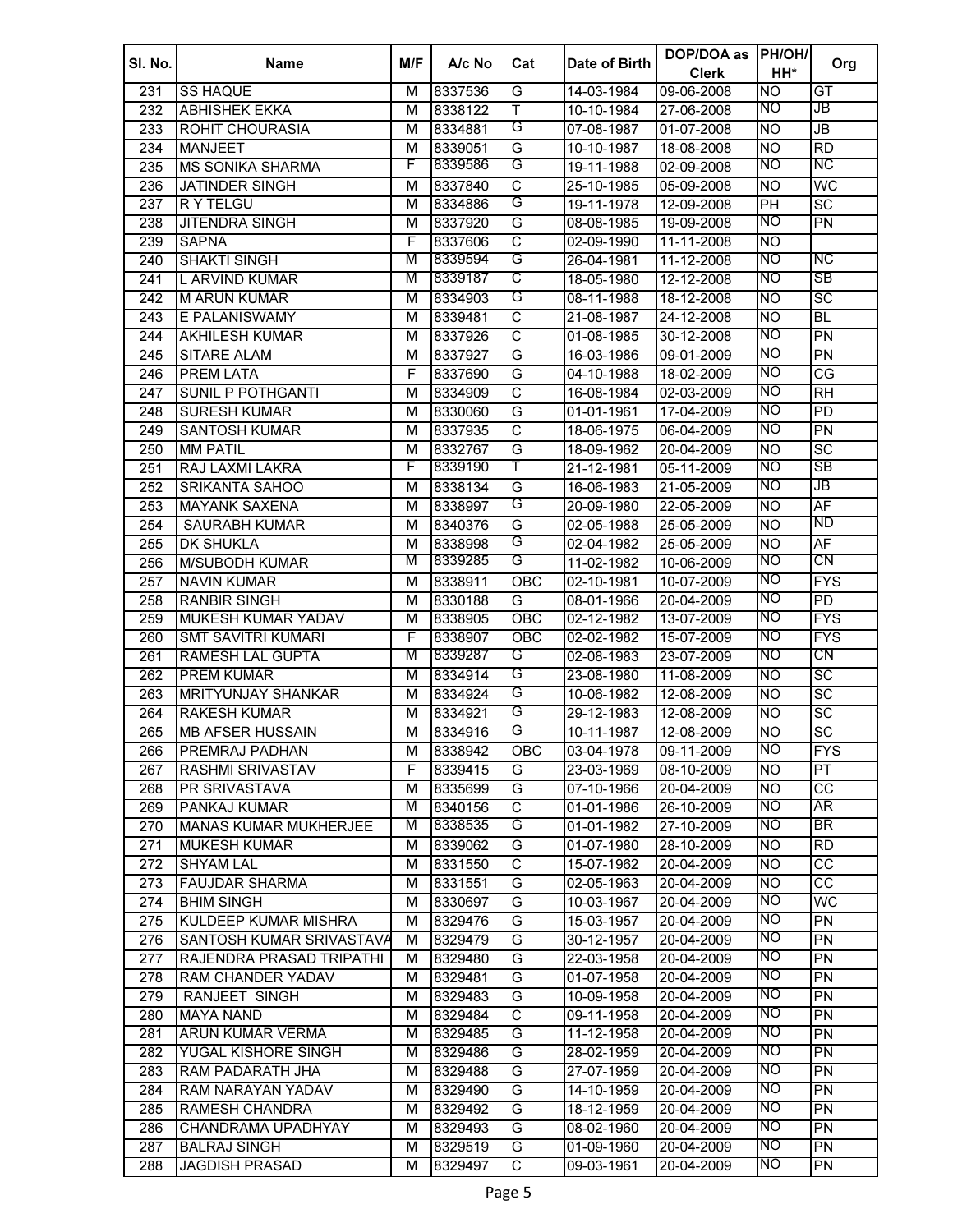| Sl. No. | Name | M/F | A/c No | Cat | Date of Birth | DOP/DOA as Clerk | PH/OH/ HH* | Org |
|---|---|---|---|---|---|---|---|---|
| 231 | SS HAQUE | M | 8337536 | G | 14-03-1984 | 09-06-2008 | NO | GT |
| 232 | ABHISHEK EKKA | M | 8338122 | T | 10-10-1984 | 27-06-2008 | NO | JB |
| 233 | ROHIT CHOURASIA | M | 8334881 | G | 07-08-1987 | 01-07-2008 | NO | JB |
| 234 | MANJEET | M | 8339051 | G | 10-10-1987 | 18-08-2008 | NO | RD |
| 235 | MS SONIKA SHARMA | F | 8339586 | G | 19-11-1988 | 02-09-2008 | NO | NC |
| 236 | JATINDER SINGH | M | 8337840 | C | 25-10-1985 | 05-09-2008 | NO | WC |
| 237 | R Y TELGU | M | 8334886 | G | 19-11-1978 | 12-09-2008 | PH | SC |
| 238 | JITENDRA SINGH | M | 8337920 | G | 08-08-1985 | 19-09-2008 | NO | PN |
| 239 | SAPNA | F | 8337606 | C | 02-09-1990 | 11-11-2008 | NO | |
| 240 | SHAKTI SINGH | M | 8339594 | G | 26-04-1981 | 11-12-2008 | NO | NC |
| 241 | L ARVIND KUMAR | M | 8339187 | C | 18-05-1980 | 12-12-2008 | NO | SB |
| 242 | M ARUN KUMAR | M | 8334903 | G | 08-11-1988 | 18-12-2008 | NO | SC |
| 243 | E PALANISWAMY | M | 8339481 | C | 21-08-1987 | 24-12-2008 | NO | BL |
| 244 | AKHILESH KUMAR | M | 8337926 | C | 01-08-1985 | 30-12-2008 | NO | PN |
| 245 | SITARE ALAM | M | 8337927 | G | 16-03-1986 | 09-01-2009 | NO | PN |
| 246 | PREM LATA | F | 8337690 | G | 04-10-1988 | 18-02-2009 | NO | CG |
| 247 | SUNIL P POTHGANTI | M | 8334909 | C | 16-08-1984 | 02-03-2009 | NO | RH |
| 248 | SURESH KUMAR | M | 8330060 | G | 01-01-1961 | 17-04-2009 | NO | PD |
| 249 | SANTOSH KUMAR | M | 8337935 | C | 18-06-1975 | 06-04-2009 | NO | PN |
| 250 | MM PATIL | M | 8332767 | G | 18-09-1962 | 20-04-2009 | NO | SC |
| 251 | RAJ LAXMI LAKRA | F | 8339190 | T | 21-12-1981 | 05-11-2009 | NO | SB |
| 252 | SRIKANTA SAHOO | M | 8338134 | G | 16-06-1983 | 21-05-2009 | NO | JB |
| 253 | MAYANK SAXENA | M | 8338997 | G | 20-09-1980 | 22-05-2009 | NO | AF |
| 254 | SAURABH KUMAR | M | 8340376 | G | 02-05-1988 | 25-05-2009 | NO | ND |
| 255 | DK SHUKLA | M | 8338998 | G | 02-04-1982 | 25-05-2009 | NO | AF |
| 256 | M/SUBODH KUMAR | M | 8339285 | G | 11-02-1982 | 10-06-2009 | NO | CN |
| 257 | NAVIN KUMAR | M | 8338911 | OBC | 02-10-1981 | 10-07-2009 | NO | FYS |
| 258 | RANBIR SINGH | M | 8330188 | G | 08-01-1966 | 20-04-2009 | NO | PD |
| 259 | MUKESH KUMAR YADAV | M | 8338905 | OBC | 02-12-1982 | 13-07-2009 | NO | FYS |
| 260 | SMT SAVITRI KUMARI | F | 8338907 | OBC | 02-02-1982 | 15-07-2009 | NO | FYS |
| 261 | RAMESH LAL GUPTA | M | 8339287 | G | 02-08-1983 | 23-07-2009 | NO | CN |
| 262 | PREM KUMAR | M | 8334914 | G | 23-08-1980 | 11-08-2009 | NO | SC |
| 263 | MRITYUNJAY SHANKAR | M | 8334924 | G | 10-06-1982 | 12-08-2009 | NO | SC |
| 264 | RAKESH KUMAR | M | 8334921 | G | 29-12-1983 | 12-08-2009 | NO | SC |
| 265 | MB AFSER HUSSAIN | M | 8334916 | G | 10-11-1987 | 12-08-2009 | NO | SC |
| 266 | PREMRAJ PADHAN | M | 8338942 | OBC | 03-04-1978 | 09-11-2009 | NO | FYS |
| 267 | RASHMI SRIVASTAV | F | 8339415 | G | 23-03-1969 | 08-10-2009 | NO | PT |
| 268 | PR SRIVASTAVA | M | 8335699 | G | 07-10-1966 | 20-04-2009 | NO | CC |
| 269 | PANKAJ KUMAR | M | 8340156 | C | 01-01-1986 | 26-10-2009 | NO | AR |
| 270 | MANAS KUMAR MUKHERJEE | M | 8338535 | G | 01-01-1982 | 27-10-2009 | NO | BR |
| 271 | MUKESH KUMAR | M | 8339062 | G | 01-07-1980 | 28-10-2009 | NO | RD |
| 272 | SHYAM LAL | M | 8331550 | C | 15-07-1962 | 20-04-2009 | NO | CC |
| 273 | FAUJDAR SHARMA | M | 8331551 | G | 02-05-1963 | 20-04-2009 | NO | CC |
| 274 | BHIM SINGH | M | 8330697 | G | 10-03-1967 | 20-04-2009 | NO | WC |
| 275 | KULDEEP KUMAR MISHRA | M | 8329476 | G | 15-03-1957 | 20-04-2009 | NO | PN |
| 276 | SANTOSH KUMAR SRIVASTAVA | M | 8329479 | G | 30-12-1957 | 20-04-2009 | NO | PN |
| 277 | RAJENDRA PRASAD TRIPATHI | M | 8329480 | G | 22-03-1958 | 20-04-2009 | NO | PN |
| 278 | RAM CHANDER YADAV | M | 8329481 | G | 01-07-1958 | 20-04-2009 | NO | PN |
| 279 | RANJEET SINGH | M | 8329483 | G | 10-09-1958 | 20-04-2009 | NO | PN |
| 280 | MAYA NAND | M | 8329484 | C | 09-11-1958 | 20-04-2009 | NO | PN |
| 281 | ARUN KUMAR VERMA | M | 8329485 | G | 11-12-1958 | 20-04-2009 | NO | PN |
| 282 | YUGAL KISHORE SINGH | M | 8329486 | G | 28-02-1959 | 20-04-2009 | NO | PN |
| 283 | RAM PADARATH JHA | M | 8329488 | G | 27-07-1959 | 20-04-2009 | NO | PN |
| 284 | RAM NARAYAN YADAV | M | 8329490 | G | 14-10-1959 | 20-04-2009 | NO | PN |
| 285 | RAMESH CHANDRA | M | 8329492 | G | 18-12-1959 | 20-04-2009 | NO | PN |
| 286 | CHANDRAMA UPADHYAY | M | 8329493 | G | 08-02-1960 | 20-04-2009 | NO | PN |
| 287 | BALRAJ SINGH | M | 8329519 | G | 01-09-1960 | 20-04-2009 | NO | PN |
| 288 | JAGDISH PRASAD | M | 8329497 | C | 09-03-1961 | 20-04-2009 | NO | PN |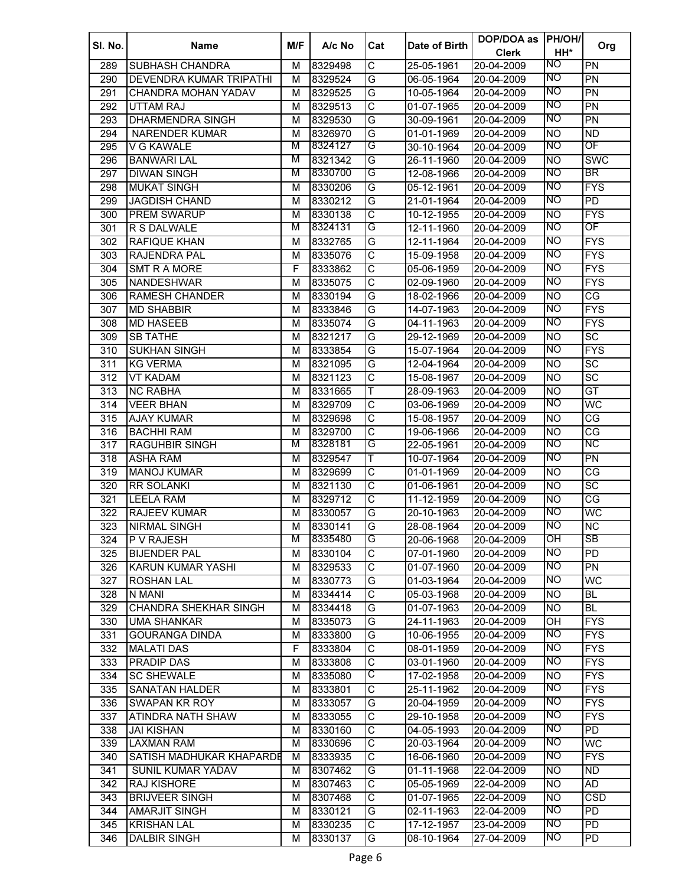| Sl. No. | Name | M/F | A/c No | Cat | Date of Birth | DOP/DOA as Clerk | PH/OH/ HH* | Org |
|---|---|---|---|---|---|---|---|---|
| 289 | SUBHASH CHANDRA | M | 8329498 | C | 25-05-1961 | 20-04-2009 | NO | PN |
| 290 | DEVENDRA KUMAR TRIPATHI | M | 8329524 | G | 06-05-1964 | 20-04-2009 | NO | PN |
| 291 | CHANDRA MOHAN YADAV | M | 8329525 | G | 10-05-1964 | 20-04-2009 | NO | PN |
| 292 | UTTAM RAJ | M | 8329513 | C | 01-07-1965 | 20-04-2009 | NO | PN |
| 293 | DHARMENDRA SINGH | M | 8329530 | G | 30-09-1961 | 20-04-2009 | NO | PN |
| 294 | NARENDER KUMAR | M | 8326970 | G | 01-01-1969 | 20-04-2009 | NO | ND |
| 295 | V G KAWALE | M | 8324127 | G | 30-10-1964 | 20-04-2009 | NO | OF |
| 296 | BANWARI LAL | M | 8321342 | G | 26-11-1960 | 20-04-2009 | NO | SWC |
| 297 | DIWAN SINGH | M | 8330700 | G | 12-08-1966 | 20-04-2009 | NO | BR |
| 298 | MUKAT SINGH | M | 8330206 | G | 05-12-1961 | 20-04-2009 | NO | FYS |
| 299 | JAGDISH CHAND | M | 8330212 | G | 21-01-1964 | 20-04-2009 | NO | PD |
| 300 | PREM SWARUP | M | 8330138 | C | 10-12-1955 | 20-04-2009 | NO | FYS |
| 301 | R S DALWALE | M | 8324131 | G | 12-11-1960 | 20-04-2009 | NO | OF |
| 302 | RAFIQUE KHAN | M | 8332765 | G | 12-11-1964 | 20-04-2009 | NO | FYS |
| 303 | RAJENDRA PAL | M | 8335076 | C | 15-09-1958 | 20-04-2009 | NO | FYS |
| 304 | SMT R A MORE | F | 8333862 | C | 05-06-1959 | 20-04-2009 | NO | FYS |
| 305 | NANDESHWAR | M | 8335075 | C | 02-09-1960 | 20-04-2009 | NO | FYS |
| 306 | RAMESH CHANDER | M | 8330194 | G | 18-02-1966 | 20-04-2009 | NO | CG |
| 307 | MD SHABBIR | M | 8333846 | G | 14-07-1963 | 20-04-2009 | NO | FYS |
| 308 | MD HASEEB | M | 8335074 | G | 04-11-1963 | 20-04-2009 | NO | FYS |
| 309 | SB TATHE | M | 8321217 | G | 29-12-1969 | 20-04-2009 | NO | SC |
| 310 | SUKHAN SINGH | M | 8333854 | G | 15-07-1964 | 20-04-2009 | NO | FYS |
| 311 | KG VERMA | M | 8321095 | G | 12-04-1964 | 20-04-2009 | NO | SC |
| 312 | VT KADAM | M | 8321123 | C | 15-08-1967 | 20-04-2009 | NO | SC |
| 313 | NC RABHA | M | 8331665 | T | 28-09-1963 | 20-04-2009 | NO | GT |
| 314 | VEER BHAN | M | 8329709 | C | 03-06-1969 | 20-04-2009 | NO | WC |
| 315 | AJAY KUMAR | M | 8329698 | C | 15-08-1957 | 20-04-2009 | NO | CG |
| 316 | BACHHI RAM | M | 8329700 | C | 19-06-1966 | 20-04-2009 | NO | CG |
| 317 | RAGUHBIR SINGH | M | 8328181 | G | 22-05-1961 | 20-04-2009 | NO | NC |
| 318 | ASHA RAM | M | 8329547 | T | 10-07-1964 | 20-04-2009 | NO | PN |
| 319 | MANOJ KUMAR | M | 8329699 | C | 01-01-1969 | 20-04-2009 | NO | CG |
| 320 | RR SOLANKI | M | 8321130 | C | 01-06-1961 | 20-04-2009 | NO | SC |
| 321 | LEELA RAM | M | 8329712 | C | 11-12-1959 | 20-04-2009 | NO | CG |
| 322 | RAJEEV KUMAR | M | 8330057 | G | 20-10-1963 | 20-04-2009 | NO | WC |
| 323 | NIRMAL SINGH | M | 8330141 | G | 28-08-1964 | 20-04-2009 | NO | NC |
| 324 | P V RAJESH | M | 8335480 | G | 20-06-1968 | 20-04-2009 | OH | SB |
| 325 | BIJENDER PAL | M | 8330104 | C | 07-01-1960 | 20-04-2009 | NO | PD |
| 326 | KARUN KUMAR YASHI | M | 8329533 | C | 01-07-1960 | 20-04-2009 | NO | PN |
| 327 | ROSHAN LAL | M | 8330773 | G | 01-03-1964 | 20-04-2009 | NO | WC |
| 328 | N MANI | M | 8334414 | C | 05-03-1968 | 20-04-2009 | NO | BL |
| 329 | CHANDRA SHEKHAR SINGH | M | 8334418 | G | 01-07-1963 | 20-04-2009 | NO | BL |
| 330 | UMA SHANKAR | M | 8335073 | G | 24-11-1963 | 20-04-2009 | OH | FYS |
| 331 | GOURANGA DINDA | M | 8333800 | G | 10-06-1955 | 20-04-2009 | NO | FYS |
| 332 | MALATI DAS | F | 8333804 | C | 08-01-1959 | 20-04-2009 | NO | FYS |
| 333 | PRADIP DAS | M | 8333808 | C | 03-01-1960 | 20-04-2009 | NO | FYS |
| 334 | SC SHEWALE | M | 8335080 | C | 17-02-1958 | 20-04-2009 | NO | FYS |
| 335 | SANATAN HALDER | M | 8333801 | C | 25-11-1962 | 20-04-2009 | NO | FYS |
| 336 | SWAPAN KR ROY | M | 8333057 | G | 20-04-1959 | 20-04-2009 | NO | FYS |
| 337 | ATINDRA NATH SHAW | M | 8333055 | C | 29-10-1958 | 20-04-2009 | NO | FYS |
| 338 | JAI KISHAN | M | 8330160 | C | 04-05-1993 | 20-04-2009 | NO | PD |
| 339 | LAXMAN RAM | M | 8330696 | C | 20-03-1964 | 20-04-2009 | NO | WC |
| 340 | SATISH MADHUKAR KHAPARDE | M | 8333935 | C | 16-06-1960 | 20-04-2009 | NO | FYS |
| 341 | SUNIL KUMAR YADAV | M | 8307462 | G | 01-11-1968 | 22-04-2009 | NO | ND |
| 342 | RAJ KISHORE | M | 8307463 | C | 05-05-1969 | 22-04-2009 | NO | AD |
| 343 | BRIJVEER SINGH | M | 8307468 | C | 01-07-1965 | 22-04-2009 | NO | CSD |
| 344 | AMARJIT SINGH | M | 8330121 | G | 02-11-1963 | 22-04-2009 | NO | PD |
| 345 | KRISHAN LAL | M | 8330235 | C | 17-12-1957 | 23-04-2009 | NO | PD |
| 346 | DALBIR SINGH | M | 8330137 | G | 08-10-1964 | 27-04-2009 | NO | PD |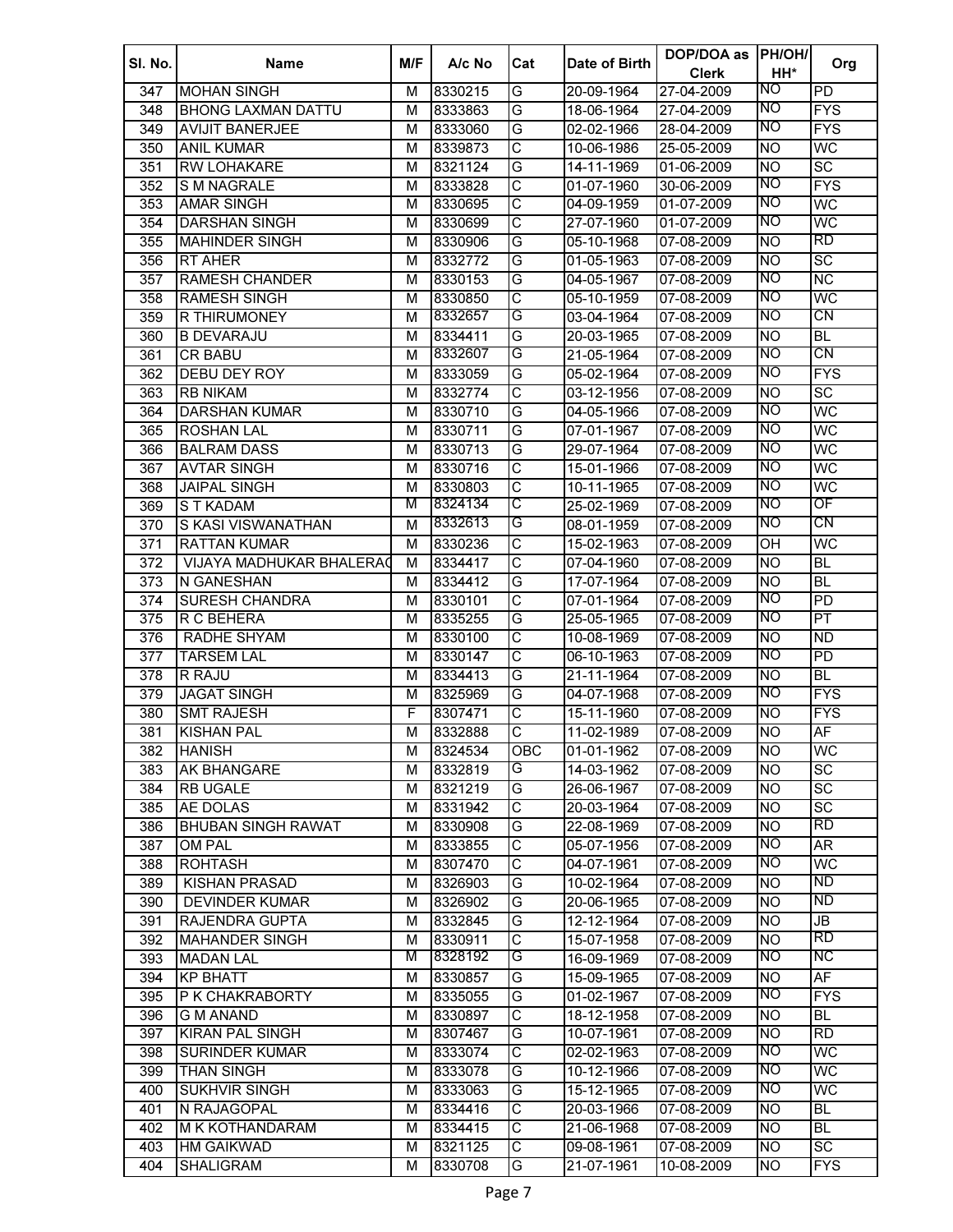| Sl. No. | Name | M/F | A/c No | Cat | Date of Birth | DOP/DOA as Clerk | PH/OH/ HH* | Org |
|---|---|---|---|---|---|---|---|---|
| 347 | MOHAN SINGH | M | 8330215 | G | 20-09-1964 | 27-04-2009 | NO | PD |
| 348 | BHONG LAXMAN DATTU | M | 8333863 | G | 18-06-1964 | 27-04-2009 | NO | FYS |
| 349 | AVIJIT BANERJEE | M | 8333060 | G | 02-02-1966 | 28-04-2009 | NO | FYS |
| 350 | ANIL KUMAR | M | 8339873 | C | 10-06-1986 | 25-05-2009 | NO | WC |
| 351 | RW LOHAKARE | M | 8321124 | G | 14-11-1969 | 01-06-2009 | NO | SC |
| 352 | S M NAGRALE | M | 8333828 | C | 01-07-1960 | 30-06-2009 | NO | FYS |
| 353 | AMAR SINGH | M | 8330695 | C | 04-09-1959 | 01-07-2009 | NO | WC |
| 354 | DARSHAN SINGH | M | 8330699 | C | 27-07-1960 | 01-07-2009 | NO | WC |
| 355 | MAHINDER SINGH | M | 8330906 | G | 05-10-1968 | 07-08-2009 | NO | RD |
| 356 | RT AHER | M | 8332772 | G | 01-05-1963 | 07-08-2009 | NO | SC |
| 357 | RAMESH CHANDER | M | 8330153 | G | 04-05-1967 | 07-08-2009 | NO | NC |
| 358 | RAMESH SINGH | M | 8330850 | C | 05-10-1959 | 07-08-2009 | NO | WC |
| 359 | R THIRUMONEY | M | 8332657 | G | 03-04-1964 | 07-08-2009 | NO | CN |
| 360 | B DEVARAJU | M | 8334411 | G | 20-03-1965 | 07-08-2009 | NO | BL |
| 361 | CR BABU | M | 8332607 | G | 21-05-1964 | 07-08-2009 | NO | CN |
| 362 | DEBU DEY ROY | M | 8333059 | G | 05-02-1964 | 07-08-2009 | NO | FYS |
| 363 | RB NIKAM | M | 8332774 | C | 03-12-1956 | 07-08-2009 | NO | SC |
| 364 | DARSHAN KUMAR | M | 8330710 | G | 04-05-1966 | 07-08-2009 | NO | WC |
| 365 | ROSHAN LAL | M | 8330711 | G | 07-01-1967 | 07-08-2009 | NO | WC |
| 366 | BALRAM DASS | M | 8330713 | G | 29-07-1964 | 07-08-2009 | NO | WC |
| 367 | AVTAR SINGH | M | 8330716 | C | 15-01-1966 | 07-08-2009 | NO | WC |
| 368 | JAIPAL SINGH | M | 8330803 | C | 10-11-1965 | 07-08-2009 | NO | WC |
| 369 | S T KADAM | M | 8324134 | C | 25-02-1969 | 07-08-2009 | NO | OF |
| 370 | S KASI VISWANATHAN | M | 8332613 | G | 08-01-1959 | 07-08-2009 | NO | CN |
| 371 | RATTAN KUMAR | M | 8330236 | C | 15-02-1963 | 07-08-2009 | OH | WC |
| 372 | VIJAYA MADHUKAR BHALERAO | M | 8334417 | C | 07-04-1960 | 07-08-2009 | NO | BL |
| 373 | N GANESHAN | M | 8334412 | G | 17-07-1964 | 07-08-2009 | NO | BL |
| 374 | SURESH CHANDRA | M | 8330101 | C | 07-01-1964 | 07-08-2009 | NO | PD |
| 375 | R C BEHERA | M | 8335255 | G | 25-05-1965 | 07-08-2009 | NO | PT |
| 376 | RADHE SHYAM | M | 8330100 | C | 10-08-1969 | 07-08-2009 | NO | ND |
| 377 | TARSEM LAL | M | 8330147 | C | 06-10-1963 | 07-08-2009 | NO | PD |
| 378 | R RAJU | M | 8334413 | G | 21-11-1964 | 07-08-2009 | NO | BL |
| 379 | JAGAT SINGH | M | 8325969 | G | 04-07-1968 | 07-08-2009 | NO | FYS |
| 380 | SMT RAJESH | F | 8307471 | C | 15-11-1960 | 07-08-2009 | NO | FYS |
| 381 | KISHAN PAL | M | 8332888 | C | 11-02-1989 | 07-08-2009 | NO | AF |
| 382 | HANISH | M | 8324534 | OBC | 01-01-1962 | 07-08-2009 | NO | WC |
| 383 | AK BHANGARE | M | 8332819 | G | 14-03-1962 | 07-08-2009 | NO | SC |
| 384 | RB UGALE | M | 8321219 | G | 26-06-1967 | 07-08-2009 | NO | SC |
| 385 | AE DOLAS | M | 8331942 | C | 20-03-1964 | 07-08-2009 | NO | SC |
| 386 | BHUBAN SINGH RAWAT | M | 8330908 | G | 22-08-1969 | 07-08-2009 | NO | RD |
| 387 | OM PAL | M | 8333855 | C | 05-07-1956 | 07-08-2009 | NO | AR |
| 388 | ROHTASH | M | 8307470 | C | 04-07-1961 | 07-08-2009 | NO | WC |
| 389 | KISHAN PRASAD | M | 8326903 | G | 10-02-1964 | 07-08-2009 | NO | ND |
| 390 | DEVINDER KUMAR | M | 8326902 | G | 20-06-1965 | 07-08-2009 | NO | ND |
| 391 | RAJENDRA GUPTA | M | 8332845 | G | 12-12-1964 | 07-08-2009 | NO | JB |
| 392 | MAHANDER SINGH | M | 8330911 | C | 15-07-1958 | 07-08-2009 | NO | RD |
| 393 | MADAN LAL | M | 8328192 | G | 16-09-1969 | 07-08-2009 | NO | NC |
| 394 | KP BHATT | M | 8330857 | G | 15-09-1965 | 07-08-2009 | NO | AF |
| 395 | P K CHAKRABORTY | M | 8335055 | G | 01-02-1967 | 07-08-2009 | NO | FYS |
| 396 | G M ANAND | M | 8330897 | C | 18-12-1958 | 07-08-2009 | NO | BL |
| 397 | KIRAN PAL SINGH | M | 8307467 | G | 10-07-1961 | 07-08-2009 | NO | RD |
| 398 | SURINDER KUMAR | M | 8333074 | C | 02-02-1963 | 07-08-2009 | NO | WC |
| 399 | THAN SINGH | M | 8333078 | G | 10-12-1966 | 07-08-2009 | NO | WC |
| 400 | SUKHVIR SINGH | M | 8333063 | G | 15-12-1965 | 07-08-2009 | NO | WC |
| 401 | N RAJAGOPAL | M | 8334416 | C | 20-03-1966 | 07-08-2009 | NO | BL |
| 402 | M K KOTHANDARAM | M | 8334415 | C | 21-06-1968 | 07-08-2009 | NO | BL |
| 403 | HM GAIKWAD | M | 8321125 | C | 09-08-1961 | 07-08-2009 | NO | SC |
| 404 | SHALIGRAM | M | 8330708 | G | 21-07-1961 | 10-08-2009 | NO | FYS |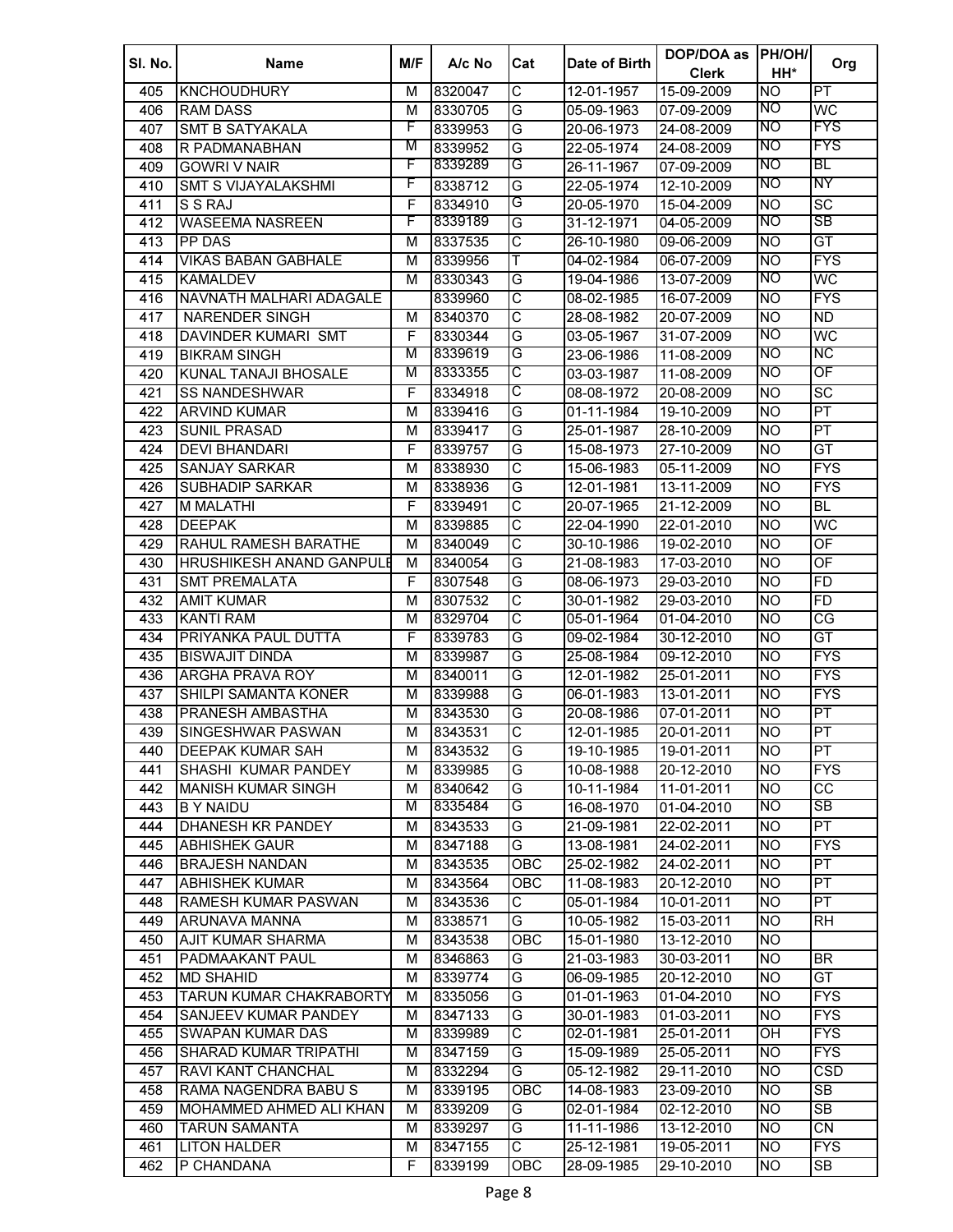| Sl. No. | Name | M/F | A/c No | Cat | Date of Birth | DOP/DOA as Clerk | PH/OH/ HH* | Org |
|---|---|---|---|---|---|---|---|---|
| 405 | KNCHOUDHURY | M | 8320047 | C | 12-01-1957 | 15-09-2009 | NO | PT |
| 406 | RAM DASS | M | 8330705 | G | 05-09-1963 | 07-09-2009 | NO | WC |
| 407 | SMT B SATYAKALA | F | 8339953 | G | 20-06-1973 | 24-08-2009 | NO | FYS |
| 408 | R PADMANABHAN | M | 8339952 | G | 22-05-1974 | 24-08-2009 | NO | FYS |
| 409 | GOWRI V NAIR | F | 8339289 | G | 26-11-1967 | 07-09-2009 | NO | BL |
| 410 | SMT S VIJAYALAKSHMI | F | 8338712 | G | 22-05-1974 | 12-10-2009 | NO | NY |
| 411 | S S RAJ | F | 8334910 | G | 20-05-1970 | 15-04-2009 | NO | SC |
| 412 | WASEEMA NASREEN | F | 8339189 | G | 31-12-1971 | 04-05-2009 | NO | SB |
| 413 | PP DAS | M | 8337535 | C | 26-10-1980 | 09-06-2009 | NO | GT |
| 414 | VIKAS BABAN GABHALE | M | 8339956 | T | 04-02-1984 | 06-07-2009 | NO | FYS |
| 415 | KAMALDEV | M | 8330343 | G | 19-04-1986 | 13-07-2009 | NO | WC |
| 416 | NAVNATH MALHARI ADAGALE | | 8339960 | C | 08-02-1985 | 16-07-2009 | NO | FYS |
| 417 | NARENDER SINGH | M | 8340370 | C | 28-08-1982 | 20-07-2009 | NO | ND |
| 418 | DAVINDER KUMARI SMT | F | 8330344 | G | 03-05-1967 | 31-07-2009 | NO | WC |
| 419 | BIKRAM SINGH | M | 8339619 | G | 23-06-1986 | 11-08-2009 | NO | NC |
| 420 | KUNAL TANAJI BHOSALE | M | 8333355 | C | 03-03-1987 | 11-08-2009 | NO | OF |
| 421 | SS NANDESHWAR | F | 8334918 | C | 08-08-1972 | 20-08-2009 | NO | SC |
| 422 | ARVIND KUMAR | M | 8339416 | G | 01-11-1984 | 19-10-2009 | NO | PT |
| 423 | SUNIL PRASAD | M | 8339417 | G | 25-01-1987 | 28-10-2009 | NO | PT |
| 424 | DEVI BHANDARI | F | 8339757 | G | 15-08-1973 | 27-10-2009 | NO | GT |
| 425 | SANJAY SARKAR | M | 8338930 | C | 15-06-1983 | 05-11-2009 | NO | FYS |
| 426 | SUBHADIP SARKAR | M | 8338936 | G | 12-01-1981 | 13-11-2009 | NO | FYS |
| 427 | M MALATHI | F | 8339491 | C | 20-07-1965 | 21-12-2009 | NO | BL |
| 428 | DEEPAK | M | 8339885 | C | 22-04-1990 | 22-01-2010 | NO | WC |
| 429 | RAHUL RAMESH BARATHE | M | 8340049 | C | 30-10-1986 | 19-02-2010 | NO | OF |
| 430 | HRUSHIKESH ANAND GANPULE | M | 8340054 | G | 21-08-1983 | 17-03-2010 | NO | OF |
| 431 | SMT PREMALATA | F | 8307548 | G | 08-06-1973 | 29-03-2010 | NO | FD |
| 432 | AMIT KUMAR | M | 8307532 | C | 30-01-1982 | 29-03-2010 | NO | FD |
| 433 | KANTI RAM | M | 8329704 | C | 05-01-1964 | 01-04-2010 | NO | CG |
| 434 | PRIYANKA PAUL DUTTA | F | 8339783 | G | 09-02-1984 | 30-12-2010 | NO | GT |
| 435 | BISWAJIT DINDA | M | 8339987 | G | 25-08-1984 | 09-12-2010 | NO | FYS |
| 436 | ARGHA PRAVA ROY | M | 8340011 | G | 12-01-1982 | 25-01-2011 | NO | FYS |
| 437 | SHILPI SAMANTA KONER | M | 8339988 | G | 06-01-1983 | 13-01-2011 | NO | FYS |
| 438 | PRANESH AMBASTHA | M | 8343530 | G | 20-08-1986 | 07-01-2011 | NO | PT |
| 439 | SINGESHWAR PASWAN | M | 8343531 | C | 12-01-1985 | 20-01-2011 | NO | PT |
| 440 | DEEPAK KUMAR SAH | M | 8343532 | G | 19-10-1985 | 19-01-2011 | NO | PT |
| 441 | SHASHI KUMAR PANDEY | M | 8339985 | G | 10-08-1988 | 20-12-2010 | NO | FYS |
| 442 | MANISH KUMAR SINGH | M | 8340642 | G | 10-11-1984 | 11-01-2011 | NO | CC |
| 443 | B Y NAIDU | M | 8335484 | G | 16-08-1970 | 01-04-2010 | NO | SB |
| 444 | DHANESH KR PANDEY | M | 8343533 | G | 21-09-1981 | 22-02-2011 | NO | PT |
| 445 | ABHISHEK GAUR | M | 8347188 | G | 13-08-1981 | 24-02-2011 | NO | FYS |
| 446 | BRAJESH NANDAN | M | 8343535 | OBC | 25-02-1982 | 24-02-2011 | NO | PT |
| 447 | ABHISHEK KUMAR | M | 8343564 | OBC | 11-08-1983 | 20-12-2010 | NO | PT |
| 448 | RAMESH KUMAR PASWAN | M | 8343536 | C | 05-01-1984 | 10-01-2011 | NO | PT |
| 449 | ARUNAVA MANNA | M | 8338571 | G | 10-05-1982 | 15-03-2011 | NO | RH |
| 450 | AJIT KUMAR SHARMA | M | 8343538 | OBC | 15-01-1980 | 13-12-2010 | NO | |
| 451 | PADMAAKANT PAUL | M | 8346863 | G | 21-03-1983 | 30-03-2011 | NO | BR |
| 452 | MD SHAHID | M | 8339774 | G | 06-09-1985 | 20-12-2010 | NO | GT |
| 453 | TARUN KUMAR CHAKRABORTY | M | 8335056 | G | 01-01-1963 | 01-04-2010 | NO | FYS |
| 454 | SANJEEV KUMAR PANDEY | M | 8347133 | G | 30-01-1983 | 01-03-2011 | NO | FYS |
| 455 | SWAPAN KUMAR DAS | M | 8339989 | C | 02-01-1981 | 25-01-2011 | OH | FYS |
| 456 | SHARAD KUMAR TRIPATHI | M | 8347159 | G | 15-09-1989 | 25-05-2011 | NO | FYS |
| 457 | RAVI KANT CHANCHAL | M | 8332294 | G | 05-12-1982 | 29-11-2010 | NO | CSD |
| 458 | RAMA NAGENDRA BABU S | M | 8339195 | OBC | 14-08-1983 | 23-09-2010 | NO | SB |
| 459 | MOHAMMED AHMED ALI KHAN | M | 8339209 | G | 02-01-1984 | 02-12-2010 | NO | SB |
| 460 | TARUN SAMANTA | M | 8339297 | G | 11-11-1986 | 13-12-2010 | NO | CN |
| 461 | LITON HALDER | M | 8347155 | C | 25-12-1981 | 19-05-2011 | NO | FYS |
| 462 | P CHANDANA | F | 8339199 | OBC | 28-09-1985 | 29-10-2010 | NO | SB |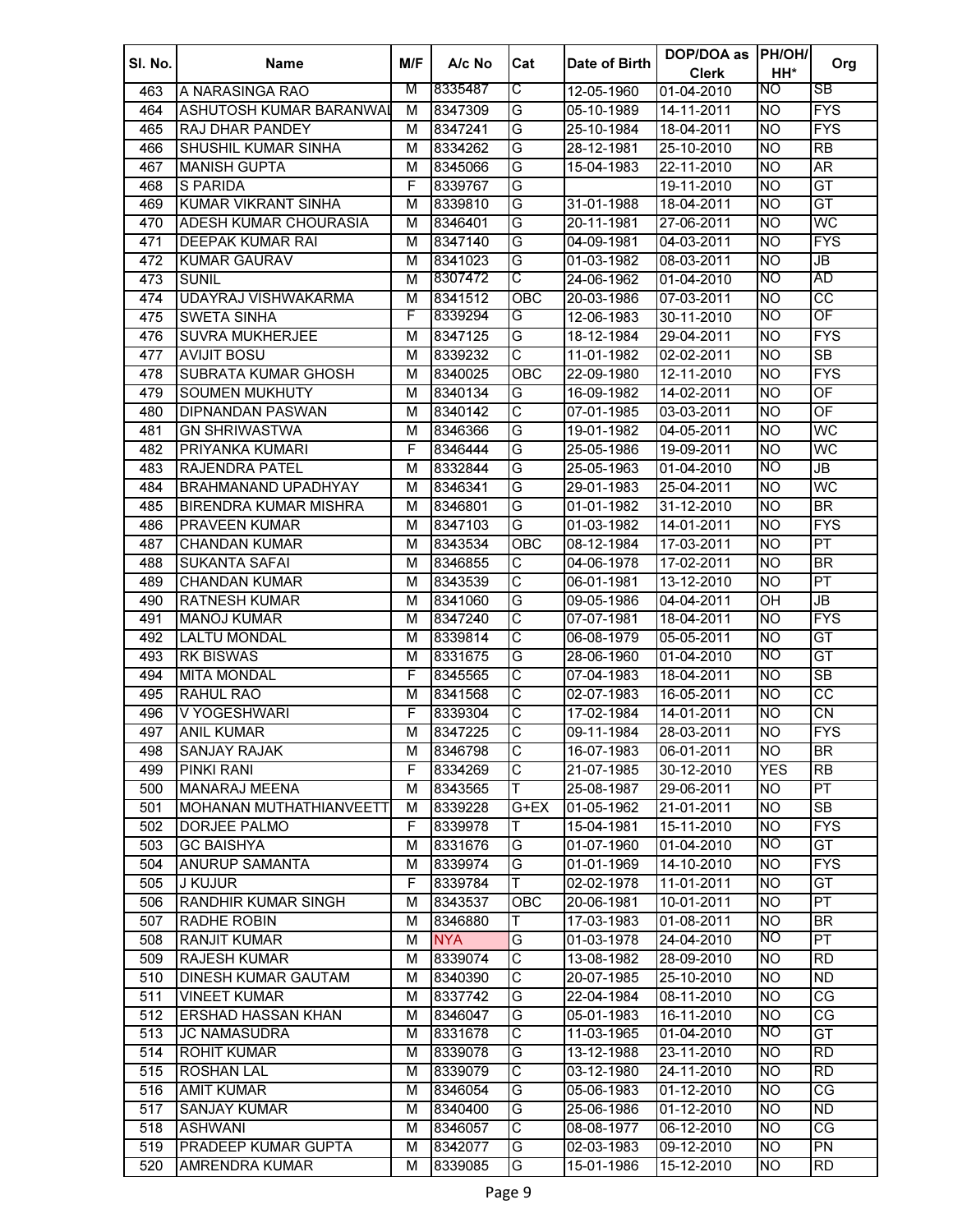| Sl. No. | Name | M/F | A/c No | Cat | Date of Birth | DOP/DOA as Clerk | PH/OH/ HH* | Org |
|---|---|---|---|---|---|---|---|---|
| 463 | A NARASINGA RAO | M | 8335487 | C | 12-05-1960 | 01-04-2010 | NO | SB |
| 464 | ASHUTOSH KUMAR BARANWAL | M | 8347309 | G | 05-10-1989 | 14-11-2011 | NO | FYS |
| 465 | RAJ DHAR PANDEY | M | 8347241 | G | 25-10-1984 | 18-04-2011 | NO | FYS |
| 466 | SHUSHIL KUMAR SINHA | M | 8334262 | G | 28-12-1981 | 25-10-2010 | NO | RB |
| 467 | MANISH GUPTA | M | 8345066 | G | 15-04-1983 | 22-11-2010 | NO | AR |
| 468 | S PARIDA | F | 8339767 | G | | 19-11-2010 | NO | GT |
| 469 | KUMAR VIKRANT SINHA | M | 8339810 | G | 31-01-1988 | 18-04-2011 | NO | GT |
| 470 | ADESH KUMAR CHOURASIA | M | 8346401 | G | 20-11-1981 | 27-06-2011 | NO | WC |
| 471 | DEEPAK KUMAR RAI | M | 8347140 | G | 04-09-1981 | 04-03-2011 | NO | FYS |
| 472 | KUMAR GAURAV | M | 8341023 | G | 01-03-1982 | 08-03-2011 | NO | JB |
| 473 | SUNIL | M | 8307472 | C | 24-06-1962 | 01-04-2010 | NO | AD |
| 474 | UDAYRAJ VISHWAKARMA | M | 8341512 | OBC | 20-03-1986 | 07-03-2011 | NO | CC |
| 475 | SWETA SINHA | F | 8339294 | G | 12-06-1983 | 30-11-2010 | NO | OF |
| 476 | SUVRA MUKHERJEE | M | 8347125 | G | 18-12-1984 | 29-04-2011 | NO | FYS |
| 477 | AVIJIT BOSU | M | 8339232 | C | 11-01-1982 | 02-02-2011 | NO | SB |
| 478 | SUBRATA KUMAR GHOSH | M | 8340025 | OBC | 22-09-1980 | 12-11-2010 | NO | FYS |
| 479 | SOUMEN MUKHUTY | M | 8340134 | G | 16-09-1982 | 14-02-2011 | NO | OF |
| 480 | DIPNANDAN PASWAN | M | 8340142 | C | 07-01-1985 | 03-03-2011 | NO | OF |
| 481 | GN SHRIWASTWA | M | 8346366 | G | 19-01-1982 | 04-05-2011 | NO | WC |
| 482 | PRIYANKA KUMARI | F | 8346444 | G | 25-05-1986 | 19-09-2011 | NO | WC |
| 483 | RAJENDRA PATEL | M | 8332844 | G | 25-05-1963 | 01-04-2010 | NO | JB |
| 484 | BRAHMANAND UPADHYAY | M | 8346341 | G | 29-01-1983 | 25-04-2011 | NO | WC |
| 485 | BIRENDRA KUMAR MISHRA | M | 8346801 | G | 01-01-1982 | 31-12-2010 | NO | BR |
| 486 | PRAVEEN KUMAR | M | 8347103 | G | 01-03-1982 | 14-01-2011 | NO | FYS |
| 487 | CHANDAN KUMAR | M | 8343534 | OBC | 08-12-1984 | 17-03-2011 | NO | PT |
| 488 | SUKANTA SAFAI | M | 8346855 | C | 04-06-1978 | 17-02-2011 | NO | BR |
| 489 | CHANDAN KUMAR | M | 8343539 | C | 06-01-1981 | 13-12-2010 | NO | PT |
| 490 | RATNESH KUMAR | M | 8341060 | G | 09-05-1986 | 04-04-2011 | OH | JB |
| 491 | MANOJ KUMAR | M | 8347240 | C | 07-07-1981 | 18-04-2011 | NO | FYS |
| 492 | LALTU MONDAL | M | 8339814 | C | 06-08-1979 | 05-05-2011 | NO | GT |
| 493 | RK BISWAS | M | 8331675 | G | 28-06-1960 | 01-04-2010 | NO | GT |
| 494 | MITA MONDAL | F | 8345565 | C | 07-04-1983 | 18-04-2011 | NO | SB |
| 495 | RAHUL RAO | M | 8341568 | C | 02-07-1983 | 16-05-2011 | NO | CC |
| 496 | V YOGESHWARI | F | 8339304 | C | 17-02-1984 | 14-01-2011 | NO | CN |
| 497 | ANIL KUMAR | M | 8347225 | C | 09-11-1984 | 28-03-2011 | NO | FYS |
| 498 | SANJAY RAJAK | M | 8346798 | C | 16-07-1983 | 06-01-2011 | NO | BR |
| 499 | PINKI RANI | F | 8334269 | C | 21-07-1985 | 30-12-2010 | YES | RB |
| 500 | MANARAJ MEENA | M | 8343565 | T | 25-08-1987 | 29-06-2011 | NO | PT |
| 501 | MOHANAN MUTHATHIANVEETT | M | 8339228 | G+EX | 01-05-1962 | 21-01-2011 | NO | SB |
| 502 | DORJEE PALMO | F | 8339978 | T | 15-04-1981 | 15-11-2010 | NO | FYS |
| 503 | GC BAISHYA | M | 8331676 | G | 01-07-1960 | 01-04-2010 | NO | GT |
| 504 | ANURUP SAMANTA | M | 8339974 | G | 01-01-1969 | 14-10-2010 | NO | FYS |
| 505 | J KUJUR | F | 8339784 | T | 02-02-1978 | 11-01-2011 | NO | GT |
| 506 | RANDHIR KUMAR SINGH | M | 8343537 | OBC | 20-06-1981 | 10-01-2011 | NO | PT |
| 507 | RADHE ROBIN | M | 8346880 | T | 17-03-1983 | 01-08-2011 | NO | BR |
| 508 | RANJIT KUMAR | M | NYA | G | 01-03-1978 | 24-04-2010 | NO | PT |
| 509 | RAJESH KUMAR | M | 8339074 | C | 13-08-1982 | 28-09-2010 | NO | RD |
| 510 | DINESH KUMAR GAUTAM | M | 8340390 | C | 20-07-1985 | 25-10-2010 | NO | ND |
| 511 | VINEET KUMAR | M | 8337742 | G | 22-04-1984 | 08-11-2010 | NO | CG |
| 512 | ERSHAD HASSAN KHAN | M | 8346047 | G | 05-01-1983 | 16-11-2010 | NO | CG |
| 513 | JC NAMASUDRA | M | 8331678 | C | 11-03-1965 | 01-04-2010 | NO | GT |
| 514 | ROHIT KUMAR | M | 8339078 | G | 13-12-1988 | 23-11-2010 | NO | RD |
| 515 | ROSHAN LAL | M | 8339079 | C | 03-12-1980 | 24-11-2010 | NO | RD |
| 516 | AMIT KUMAR | M | 8346054 | G | 05-06-1983 | 01-12-2010 | NO | CG |
| 517 | SANJAY KUMAR | M | 8340400 | G | 25-06-1986 | 01-12-2010 | NO | ND |
| 518 | ASHWANI | M | 8346057 | C | 08-08-1977 | 06-12-2010 | NO | CG |
| 519 | PRADEEP KUMAR GUPTA | M | 8342077 | G | 02-03-1983 | 09-12-2010 | NO | PN |
| 520 | AMRENDRA KUMAR | M | 8339085 | G | 15-01-1986 | 15-12-2010 | NO | RD |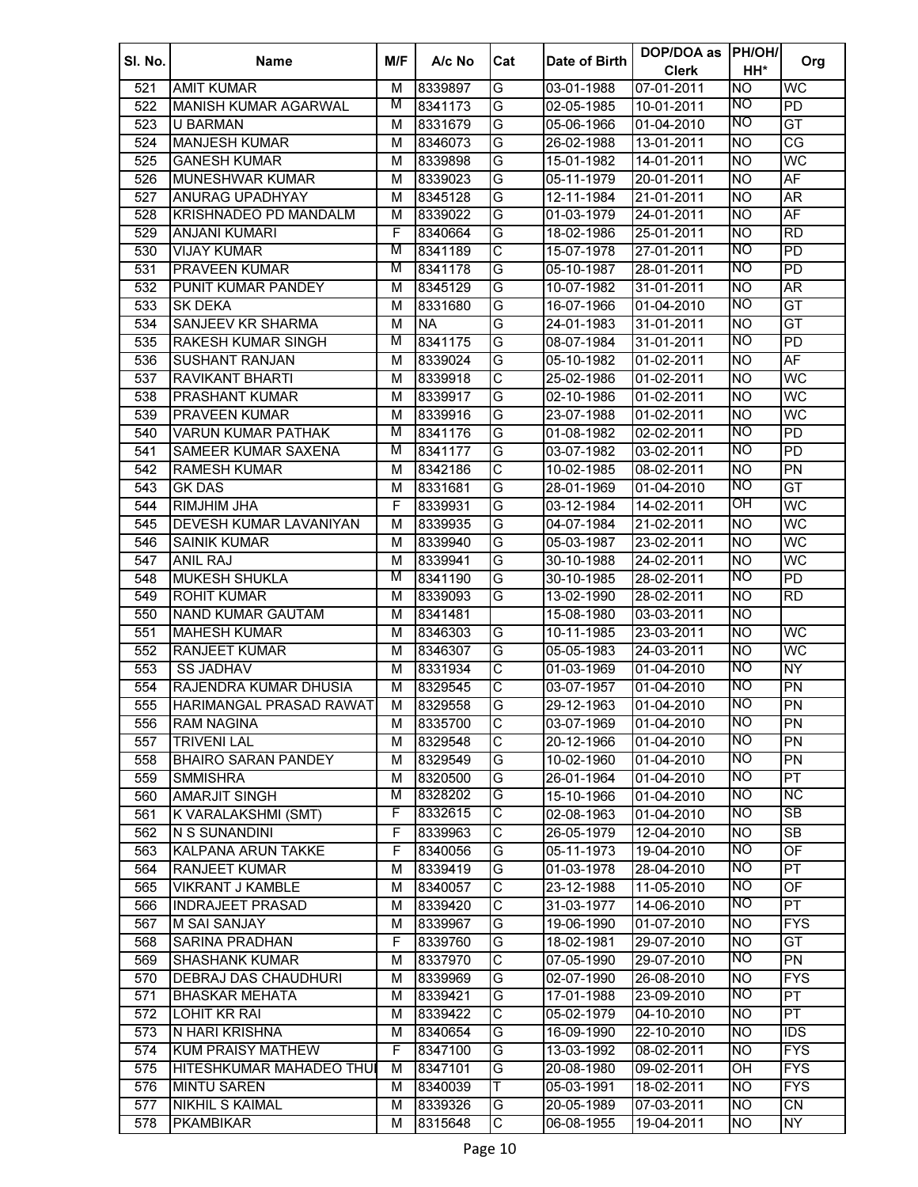| Sl. No. | Name | M/F | A/c No | Cat | Date of Birth | DOP/DOA as Clerk | PH/OH/ HH* | Org |
|---|---|---|---|---|---|---|---|---|
| 521 | AMIT KUMAR | M | 8339897 | G | 03-01-1988 | 07-01-2011 | NO | WC |
| 522 | MANISH KUMAR AGARWAL | M | 8341173 | G | 02-05-1985 | 10-01-2011 | NO | PD |
| 523 | U BARMAN | M | 8331679 | G | 05-06-1966 | 01-04-2010 | NO | GT |
| 524 | MANJESH KUMAR | M | 8346073 | G | 26-02-1988 | 13-01-2011 | NO | CG |
| 525 | GANESH KUMAR | M | 8339898 | G | 15-01-1982 | 14-01-2011 | NO | WC |
| 526 | MUNESHWAR KUMAR | M | 8339023 | G | 05-11-1979 | 20-01-2011 | NO | AF |
| 527 | ANURAG UPADHYAY | M | 8345128 | G | 12-11-1984 | 21-01-2011 | NO | AR |
| 528 | KRISHNADEO PD MANDALM | M | 8339022 | G | 01-03-1979 | 24-01-2011 | NO | AF |
| 529 | ANJANI KUMARI | F | 8340664 | G | 18-02-1986 | 25-01-2011 | NO | RD |
| 530 | VIJAY KUMAR | M | 8341189 | C | 15-07-1978 | 27-01-2011 | NO | PD |
| 531 | PRAVEEN KUMAR | M | 8341178 | G | 05-10-1987 | 28-01-2011 | NO | PD |
| 532 | PUNIT KUMAR PANDEY | M | 8345129 | G | 10-07-1982 | 31-01-2011 | NO | AR |
| 533 | SK DEKA | M | 8331680 | G | 16-07-1966 | 01-04-2010 | NO | GT |
| 534 | SANJEEV KR SHARMA | M | NA | G | 24-01-1983 | 31-01-2011 | NO | GT |
| 535 | RAKESH KUMAR SINGH | M | 8341175 | G | 08-07-1984 | 31-01-2011 | NO | PD |
| 536 | SUSHANT RANJAN | M | 8339024 | G | 05-10-1982 | 01-02-2011 | NO | AF |
| 537 | RAVIKANT BHARTI | M | 8339918 | C | 25-02-1986 | 01-02-2011 | NO | WC |
| 538 | PRASHANT KUMAR | M | 8339917 | G | 02-10-1986 | 01-02-2011 | NO | WC |
| 539 | PRAVEEN KUMAR | M | 8339916 | G | 23-07-1988 | 01-02-2011 | NO | WC |
| 540 | VARUN KUMAR PATHAK | M | 8341176 | G | 01-08-1982 | 02-02-2011 | NO | PD |
| 541 | SAMEER KUMAR SAXENA | M | 8341177 | G | 03-07-1982 | 03-02-2011 | NO | PD |
| 542 | RAMESH KUMAR | M | 8342186 | C | 10-02-1985 | 08-02-2011 | NO | PN |
| 543 | GK DAS | M | 8331681 | G | 28-01-1969 | 01-04-2010 | NO | GT |
| 544 | RIMJHIM JHA | F | 8339931 | G | 03-12-1984 | 14-02-2011 | OH | WC |
| 545 | DEVESH KUMAR LAVANIYAN | M | 8339935 | G | 04-07-1984 | 21-02-2011 | NO | WC |
| 546 | SAINIK KUMAR | M | 8339940 | G | 05-03-1987 | 23-02-2011 | NO | WC |
| 547 | ANIL RAJ | M | 8339941 | G | 30-10-1988 | 24-02-2011 | NO | WC |
| 548 | MUKESH SHUKLA | M | 8341190 | G | 30-10-1985 | 28-02-2011 | NO | PD |
| 549 | ROHIT KUMAR | M | 8339093 | G | 13-02-1990 | 28-02-2011 | NO | RD |
| 550 | NAND KUMAR GAUTAM | M | 8341481 | | 15-08-1980 | 03-03-2011 | NO | |
| 551 | MAHESH KUMAR | M | 8346303 | G | 10-11-1985 | 23-03-2011 | NO | WC |
| 552 | RANJEET KUMAR | M | 8346307 | G | 05-05-1983 | 24-03-2011 | NO | WC |
| 553 | SS JADHAV | M | 8331934 | C | 01-03-1969 | 01-04-2010 | NO | NY |
| 554 | RAJENDRA KUMAR DHUSIA | M | 8329545 | C | 03-07-1957 | 01-04-2010 | NO | PN |
| 555 | HARIMANGAL PRASAD RAWAT | M | 8329558 | G | 29-12-1963 | 01-04-2010 | NO | PN |
| 556 | RAM NAGINA | M | 8335700 | C | 03-07-1969 | 01-04-2010 | NO | PN |
| 557 | TRIVENI LAL | M | 8329548 | C | 20-12-1966 | 01-04-2010 | NO | PN |
| 558 | BHAIRO SARAN PANDEY | M | 8329549 | G | 10-02-1960 | 01-04-2010 | NO | PN |
| 559 | SMMISHRA | M | 8320500 | G | 26-01-1964 | 01-04-2010 | NO | PT |
| 560 | AMARJIT SINGH | M | 8328202 | G | 15-10-1966 | 01-04-2010 | NO | NC |
| 561 | K VARALAKSHMI (SMT) | F | 8332615 | C | 02-08-1963 | 01-04-2010 | NO | SB |
| 562 | N S SUNANDINI | F | 8339963 | C | 26-05-1979 | 12-04-2010 | NO | SB |
| 563 | KALPANA ARUN TAKKE | F | 8340056 | G | 05-11-1973 | 19-04-2010 | NO | OF |
| 564 | RANJEET KUMAR | M | 8339419 | G | 01-03-1978 | 28-04-2010 | NO | PT |
| 565 | VIKRANT J KAMBLE | M | 8340057 | C | 23-12-1988 | 11-05-2010 | NO | OF |
| 566 | INDRAJEET PRASAD | M | 8339420 | C | 31-03-1977 | 14-06-2010 | NO | PT |
| 567 | M SAI SANJAY | M | 8339967 | G | 19-06-1990 | 01-07-2010 | NO | FYS |
| 568 | SARINA PRADHAN | F | 8339760 | G | 18-02-1981 | 29-07-2010 | NO | GT |
| 569 | SHASHANK KUMAR | M | 8337970 | C | 07-05-1990 | 29-07-2010 | NO | PN |
| 570 | DEBRAJ DAS CHAUDHURI | M | 8339969 | G | 02-07-1990 | 26-08-2010 | NO | FYS |
| 571 | BHASKAR MEHATA | M | 8339421 | G | 17-01-1988 | 23-09-2010 | NO | PT |
| 572 | LOHIT KR RAI | M | 8339422 | C | 05-02-1979 | 04-10-2010 | NO | PT |
| 573 | N HARI KRISHNA | M | 8340654 | G | 16-09-1990 | 22-10-2010 | NO | IDS |
| 574 | KUM PRAISY MATHEW | F | 8347100 | G | 13-03-1992 | 08-02-2011 | NO | FYS |
| 575 | HITESHKUMAR MAHADEO THUI | M | 8347101 | G | 20-08-1980 | 09-02-2011 | OH | FYS |
| 576 | MINTU SAREN | M | 8340039 | T | 05-03-1991 | 18-02-2011 | NO | FYS |
| 577 | NIKHIL S KAIMAL | M | 8339326 | G | 20-05-1989 | 07-03-2011 | NO | CN |
| 578 | PKAMBIKAR | M | 8315648 | C | 06-08-1955 | 19-04-2011 | NO | NY |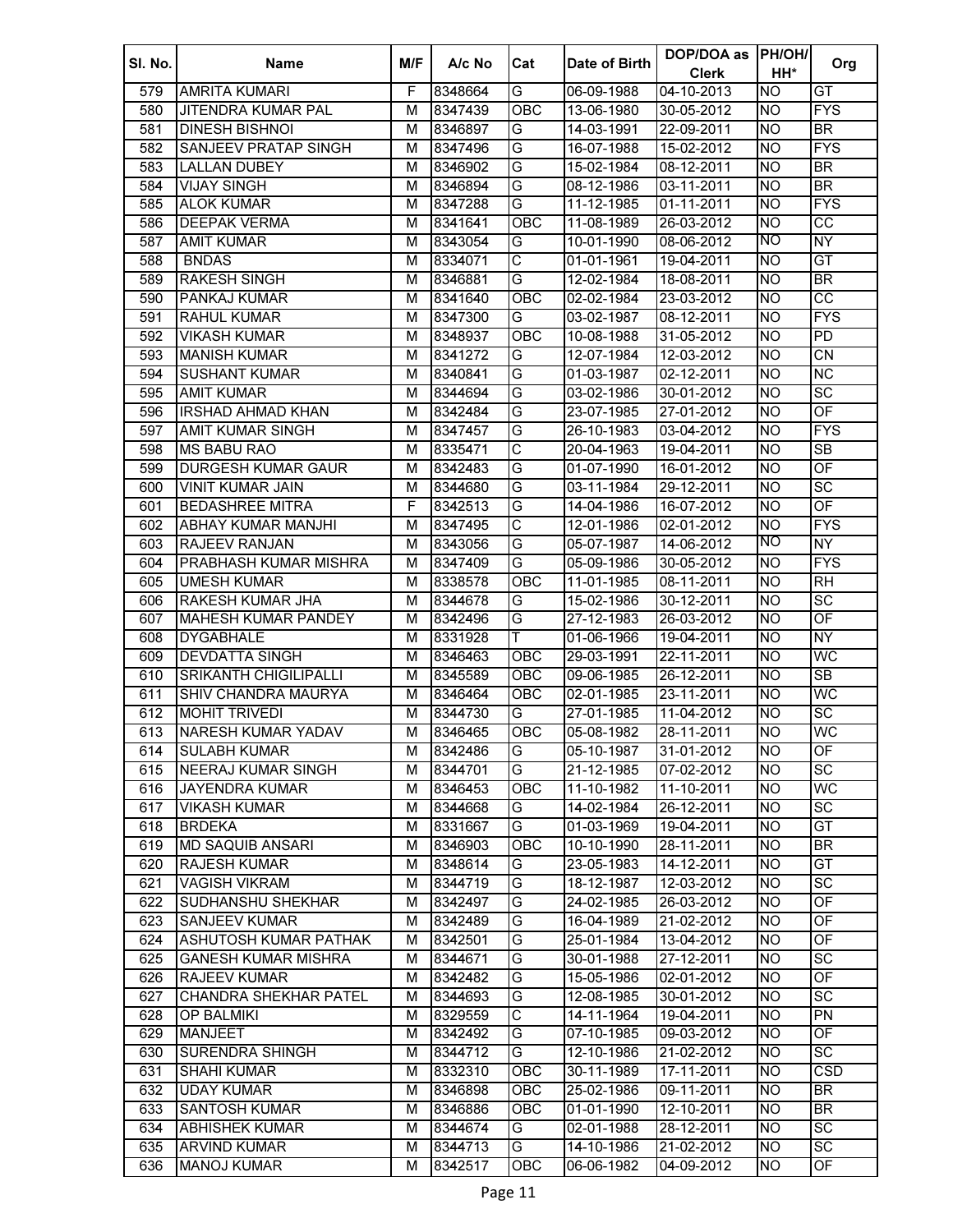| Sl. No. | Name | M/F | A/c No | Cat | Date of Birth | DOP/DOA as Clerk | PH/OH/ HH* | Org |
|---|---|---|---|---|---|---|---|---|
| 579 | AMRITA KUMARI | F | 8348664 | G | 06-09-1988 | 04-10-2013 | NO | GT |
| 580 | JITENDRA KUMAR PAL | M | 8347439 | OBC | 13-06-1980 | 30-05-2012 | NO | FYS |
| 581 | DINESH BISHNOI | M | 8346897 | G | 14-03-1991 | 22-09-2011 | NO | BR |
| 582 | SANJEEV PRATAP SINGH | M | 8347496 | G | 16-07-1988 | 15-02-2012 | NO | FYS |
| 583 | LALLAN DUBEY | M | 8346902 | G | 15-02-1984 | 08-12-2011 | NO | BR |
| 584 | VIJAY SINGH | M | 8346894 | G | 08-12-1986 | 03-11-2011 | NO | BR |
| 585 | ALOK KUMAR | M | 8347288 | G | 11-12-1985 | 01-11-2011 | NO | FYS |
| 586 | DEEPAK VERMA | M | 8341641 | OBC | 11-08-1989 | 26-03-2012 | NO | CC |
| 587 | AMIT KUMAR | M | 8343054 | G | 10-01-1990 | 08-06-2012 | NO | NY |
| 588 | BNDAS | M | 8334071 | C | 01-01-1961 | 19-04-2011 | NO | GT |
| 589 | RAKESH SINGH | M | 8346881 | G | 12-02-1984 | 18-08-2011 | NO | BR |
| 590 | PANKAJ KUMAR | M | 8341640 | OBC | 02-02-1984 | 23-03-2012 | NO | CC |
| 591 | RAHUL KUMAR | M | 8347300 | G | 03-02-1987 | 08-12-2011 | NO | FYS |
| 592 | VIKASH KUMAR | M | 8348937 | OBC | 10-08-1988 | 31-05-2012 | NO | PD |
| 593 | MANISH KUMAR | M | 8341272 | G | 12-07-1984 | 12-03-2012 | NO | CN |
| 594 | SUSHANT KUMAR | M | 8340841 | G | 01-03-1987 | 02-12-2011 | NO | NC |
| 595 | AMIT KUMAR | M | 8344694 | G | 03-02-1986 | 30-01-2012 | NO | SC |
| 596 | IRSHAD AHMAD KHAN | M | 8342484 | G | 23-07-1985 | 27-01-2012 | NO | OF |
| 597 | AMIT KUMAR SINGH | M | 8347457 | G | 26-10-1983 | 03-04-2012 | NO | FYS |
| 598 | MS BABU RAO | M | 8335471 | C | 20-04-1963 | 19-04-2011 | NO | SB |
| 599 | DURGESH KUMAR GAUR | M | 8342483 | G | 01-07-1990 | 16-01-2012 | NO | OF |
| 600 | VINIT KUMAR JAIN | M | 8344680 | G | 03-11-1984 | 29-12-2011 | NO | SC |
| 601 | BEDASHREE MITRA | F | 8342513 | G | 14-04-1986 | 16-07-2012 | NO | OF |
| 602 | ABHAY KUMAR MANJHI | M | 8347495 | C | 12-01-1986 | 02-01-2012 | NO | FYS |
| 603 | RAJEEV RANJAN | M | 8343056 | G | 05-07-1987 | 14-06-2012 | NO | NY |
| 604 | PRABHASH KUMAR MISHRA | M | 8347409 | G | 05-09-1986 | 30-05-2012 | NO | FYS |
| 605 | UMESH KUMAR | M | 8338578 | OBC | 11-01-1985 | 08-11-2011 | NO | RH |
| 606 | RAKESH KUMAR JHA | M | 8344678 | G | 15-02-1986 | 30-12-2011 | NO | SC |
| 607 | MAHESH KUMAR PANDEY | M | 8342496 | G | 27-12-1983 | 26-03-2012 | NO | OF |
| 608 | DYGABHALE | M | 8331928 | T | 01-06-1966 | 19-04-2011 | NO | NY |
| 609 | DEVDATTA SINGH | M | 8346463 | OBC | 29-03-1991 | 22-11-2011 | NO | WC |
| 610 | SRIKANTH CHIGILIPALLI | M | 8345589 | OBC | 09-06-1985 | 26-12-2011 | NO | SB |
| 611 | SHIV CHANDRA MAURYA | M | 8346464 | OBC | 02-01-1985 | 23-11-2011 | NO | WC |
| 612 | MOHIT TRIVEDI | M | 8344730 | G | 27-01-1985 | 11-04-2012 | NO | SC |
| 613 | NARESH KUMAR YADAV | M | 8346465 | OBC | 05-08-1982 | 28-11-2011 | NO | WC |
| 614 | SULABH KUMAR | M | 8342486 | G | 05-10-1987 | 31-01-2012 | NO | OF |
| 615 | NEERAJ KUMAR SINGH | M | 8344701 | G | 21-12-1985 | 07-02-2012 | NO | SC |
| 616 | JAYENDRA KUMAR | M | 8346453 | OBC | 11-10-1982 | 11-10-2011 | NO | WC |
| 617 | VIKASH KUMAR | M | 8344668 | G | 14-02-1984 | 26-12-2011 | NO | SC |
| 618 | BRDEKA | M | 8331667 | G | 01-03-1969 | 19-04-2011 | NO | GT |
| 619 | MD SAQUIB ANSARI | M | 8346903 | OBC | 10-10-1990 | 28-11-2011 | NO | BR |
| 620 | RAJESH KUMAR | M | 8348614 | G | 23-05-1983 | 14-12-2011 | NO | GT |
| 621 | VAGISH VIKRAM | M | 8344719 | G | 18-12-1987 | 12-03-2012 | NO | SC |
| 622 | SUDHANSHU SHEKHAR | M | 8342497 | G | 24-02-1985 | 26-03-2012 | NO | OF |
| 623 | SANJEEV KUMAR | M | 8342489 | G | 16-04-1989 | 21-02-2012 | NO | OF |
| 624 | ASHUTOSH KUMAR PATHAK | M | 8342501 | G | 25-01-1984 | 13-04-2012 | NO | OF |
| 625 | GANESH KUMAR MISHRA | M | 8344671 | G | 30-01-1988 | 27-12-2011 | NO | SC |
| 626 | RAJEEV KUMAR | M | 8342482 | G | 15-05-1986 | 02-01-2012 | NO | OF |
| 627 | CHANDRA SHEKHAR PATEL | M | 8344693 | G | 12-08-1985 | 30-01-2012 | NO | SC |
| 628 | OP BALMIKI | M | 8329559 | C | 14-11-1964 | 19-04-2011 | NO | PN |
| 629 | MANJEET | M | 8342492 | G | 07-10-1985 | 09-03-2012 | NO | OF |
| 630 | SURENDRA SHINGH | M | 8344712 | G | 12-10-1986 | 21-02-2012 | NO | SC |
| 631 | SHAHI KUMAR | M | 8332310 | OBC | 30-11-1989 | 17-11-2011 | NO | CSD |
| 632 | UDAY KUMAR | M | 8346898 | OBC | 25-02-1986 | 09-11-2011 | NO | BR |
| 633 | SANTOSH KUMAR | M | 8346886 | OBC | 01-01-1990 | 12-10-2011 | NO | BR |
| 634 | ABHISHEK KUMAR | M | 8344674 | G | 02-01-1988 | 28-12-2011 | NO | SC |
| 635 | ARVIND KUMAR | M | 8344713 | G | 14-10-1986 | 21-02-2012 | NO | SC |
| 636 | MANOJ KUMAR | M | 8342517 | OBC | 06-06-1982 | 04-09-2012 | NO | OF |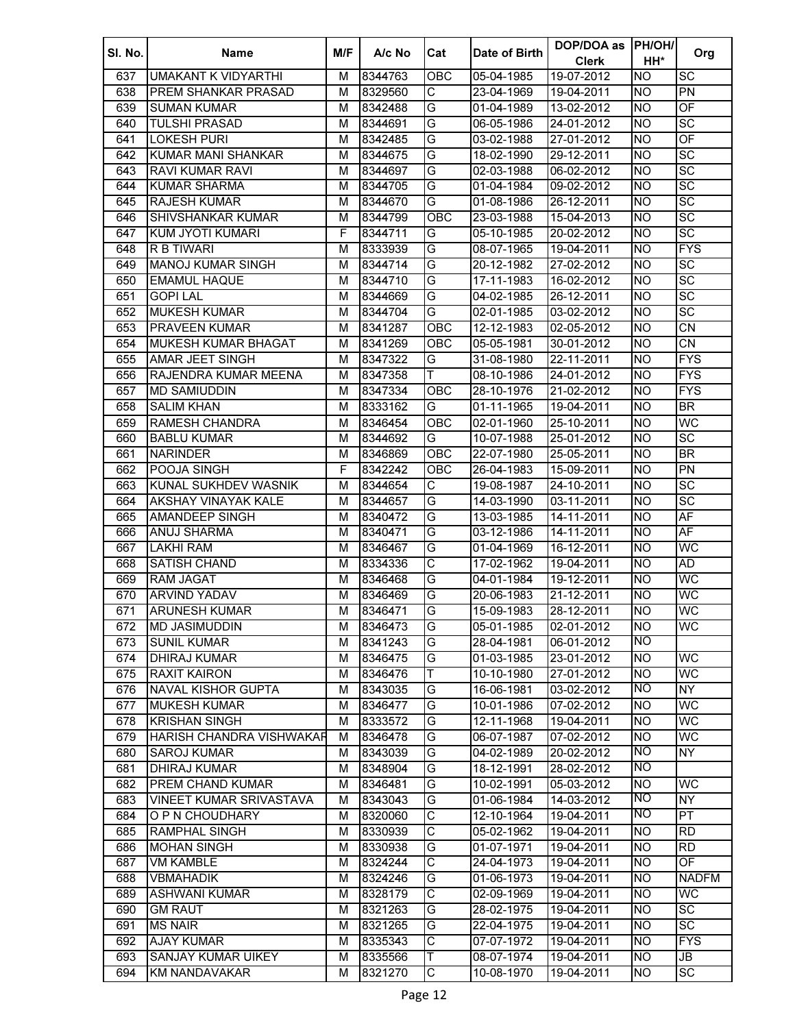| Sl. No. | Name | M/F | A/c No | Cat | Date of Birth | DOP/DOA as Clerk | PH/OH/HH* | Org |
|---|---|---|---|---|---|---|---|---|
| 637 | UMAKANT K VIDYARTHI | M | 8344763 | OBC | 05-04-1985 | 19-07-2012 | NO | SC |
| 638 | PREM SHANKAR PRASAD | M | 8329560 | C | 23-04-1969 | 19-04-2011 | NO | PN |
| 639 | SUMAN KUMAR | M | 8342488 | G | 01-04-1989 | 13-02-2012 | NO | OF |
| 640 | TULSHI PRASAD | M | 8344691 | G | 06-05-1986 | 24-01-2012 | NO | SC |
| 641 | LOKESH PURI | M | 8342485 | G | 03-02-1988 | 27-01-2012 | NO | OF |
| 642 | KUMAR MANI SHANKAR | M | 8344675 | G | 18-02-1990 | 29-12-2011 | NO | SC |
| 643 | RAVI KUMAR RAVI | M | 8344697 | G | 02-03-1988 | 06-02-2012 | NO | SC |
| 644 | KUMAR SHARMA | M | 8344705 | G | 01-04-1984 | 09-02-2012 | NO | SC |
| 645 | RAJESH KUMAR | M | 8344670 | G | 01-08-1986 | 26-12-2011 | NO | SC |
| 646 | SHIVSHANKAR KUMAR | M | 8344799 | OBC | 23-03-1988 | 15-04-2013 | NO | SC |
| 647 | KUM JYOTI KUMARI | F | 8344711 | G | 05-10-1985 | 20-02-2012 | NO | SC |
| 648 | R B TIWARI | M | 8333939 | G | 08-07-1965 | 19-04-2011 | NO | FYS |
| 649 | MANOJ KUMAR SINGH | M | 8344714 | G | 20-12-1982 | 27-02-2012 | NO | SC |
| 650 | EMAMUL HAQUE | M | 8344710 | G | 17-11-1983 | 16-02-2012 | NO | SC |
| 651 | GOPI LAL | M | 8344669 | G | 04-02-1985 | 26-12-2011 | NO | SC |
| 652 | MUKESH KUMAR | M | 8344704 | G | 02-01-1985 | 03-02-2012 | NO | SC |
| 653 | PRAVEEN KUMAR | M | 8341287 | OBC | 12-12-1983 | 02-05-2012 | NO | CN |
| 654 | MUKESH KUMAR BHAGAT | M | 8341269 | OBC | 05-05-1981 | 30-01-2012 | NO | CN |
| 655 | AMAR JEET SINGH | M | 8347322 | G | 31-08-1980 | 22-11-2011 | NO | FYS |
| 656 | RAJENDRA KUMAR MEENA | M | 8347358 | T | 08-10-1986 | 24-01-2012 | NO | FYS |
| 657 | MD SAMIUDDIN | M | 8347334 | OBC | 28-10-1976 | 21-02-2012 | NO | FYS |
| 658 | SALIM KHAN | M | 8333162 | G | 01-11-1965 | 19-04-2011 | NO | BR |
| 659 | RAMESH CHANDRA | M | 8346454 | OBC | 02-01-1960 | 25-10-2011 | NO | WC |
| 660 | BABLU KUMAR | M | 8344692 | G | 10-07-1988 | 25-01-2012 | NO | SC |
| 661 | NARINDER | M | 8346869 | OBC | 22-07-1980 | 25-05-2011 | NO | BR |
| 662 | POOJA SINGH | F | 8342242 | OBC | 26-04-1983 | 15-09-2011 | NO | PN |
| 663 | KUNAL SUKHDEV WASNIK | M | 8344654 | C | 19-08-1987 | 24-10-2011 | NO | SC |
| 664 | AKSHAY VINAYAK KALE | M | 8344657 | G | 14-03-1990 | 03-11-2011 | NO | SC |
| 665 | AMANDEEP SINGH | M | 8340472 | G | 13-03-1985 | 14-11-2011 | NO | AF |
| 666 | ANUJ SHARMA | M | 8340471 | G | 03-12-1986 | 14-11-2011 | NO | AF |
| 667 | LAKHI RAM | M | 8346467 | G | 01-04-1969 | 16-12-2011 | NO | WC |
| 668 | SATISH CHAND | M | 8334336 | C | 17-02-1962 | 19-04-2011 | NO | AD |
| 669 | RAM JAGAT | M | 8346468 | G | 04-01-1984 | 19-12-2011 | NO | WC |
| 670 | ARVIND YADAV | M | 8346469 | G | 20-06-1983 | 21-12-2011 | NO | WC |
| 671 | ARUNESH KUMAR | M | 8346471 | G | 15-09-1983 | 28-12-2011 | NO | WC |
| 672 | MD JASIMUDDIN | M | 8346473 | G | 05-01-1985 | 02-01-2012 | NO | WC |
| 673 | SUNIL KUMAR | M | 8341243 | G | 28-04-1981 | 06-01-2012 | NO | |
| 674 | DHIRAJ KUMAR | M | 8346475 | G | 01-03-1985 | 23-01-2012 | NO | WC |
| 675 | RAXIT KAIRON | M | 8346476 | T | 10-10-1980 | 27-01-2012 | NO | WC |
| 676 | NAVAL KISHOR GUPTA | M | 8343035 | G | 16-06-1981 | 03-02-2012 | NO | NY |
| 677 | MUKESH KUMAR | M | 8346477 | G | 10-01-1986 | 07-02-2012 | NO | WC |
| 678 | KRISHAN SINGH | M | 8333572 | G | 12-11-1968 | 19-04-2011 | NO | WC |
| 679 | HARISH CHANDRA VISHWAKAR | M | 8346478 | G | 06-07-1987 | 07-02-2012 | NO | WC |
| 680 | SAROJ KUMAR | M | 8343039 | G | 04-02-1989 | 20-02-2012 | NO | NY |
| 681 | DHIRAJ KUMAR | M | 8348904 | G | 18-12-1991 | 28-02-2012 | NO | |
| 682 | PREM CHAND KUMAR | M | 8346481 | G | 10-02-1991 | 05-03-2012 | NO | WC |
| 683 | VINEET KUMAR SRIVASTAVA | M | 8343043 | G | 01-06-1984 | 14-03-2012 | NO | NY |
| 684 | O P N CHOUDHARY | M | 8320060 | C | 12-10-1964 | 19-04-2011 | NO | PT |
| 685 | RAMPHAL SINGH | M | 8330939 | C | 05-02-1962 | 19-04-2011 | NO | RD |
| 686 | MOHAN SINGH | M | 8330938 | G | 01-07-1971 | 19-04-2011 | NO | RD |
| 687 | VM KAMBLE | M | 8324244 | C | 24-04-1973 | 19-04-2011 | NO | OF |
| 688 | VBMAHADIK | M | 8324246 | G | 01-06-1973 | 19-04-2011 | NO | NADFM |
| 689 | ASHWANI KUMAR | M | 8328179 | C | 02-09-1969 | 19-04-2011 | NO | WC |
| 690 | GM RAUT | M | 8321263 | G | 28-02-1975 | 19-04-2011 | NO | SC |
| 691 | MS NAIR | M | 8321265 | G | 22-04-1975 | 19-04-2011 | NO | SC |
| 692 | AJAY KUMAR | M | 8335343 | C | 07-07-1972 | 19-04-2011 | NO | FYS |
| 693 | SANJAY KUMAR UIKEY | M | 8335566 | T | 08-07-1974 | 19-04-2011 | NO | JB |
| 694 | KM NANDAVAKAR | M | 8321270 | C | 10-08-1970 | 19-04-2011 | NO | SC |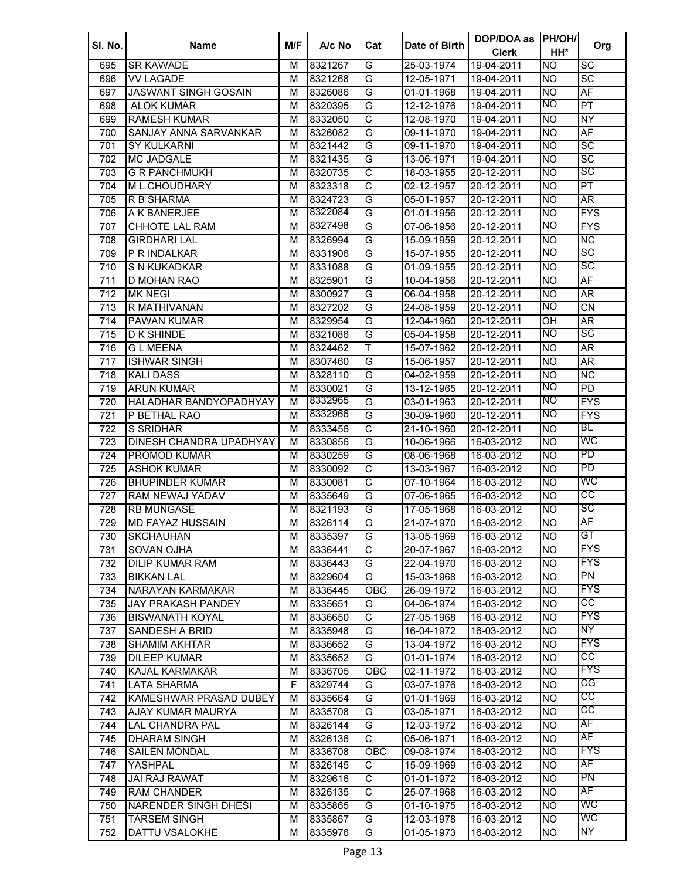| Sl. No. | Name | M/F | A/c No | Cat | Date of Birth | DOP/DOA as Clerk | PH/OH/ HH* | Org |
|---|---|---|---|---|---|---|---|---|
| 695 | SR KAWADE | M | 8321267 | G | 25-03-1974 | 19-04-2011 | NO | SC |
| 696 | VV LAGADE | M | 8321268 | G | 12-05-1971 | 19-04-2011 | NO | SC |
| 697 | JASWANT SINGH GOSAIN | M | 8326086 | G | 01-01-1968 | 19-04-2011 | NO | AF |
| 698 | ALOK KUMAR | M | 8320395 | G | 12-12-1976 | 19-04-2011 | NO | PT |
| 699 | RAMESH KUMAR | M | 8332050 | C | 12-08-1970 | 19-04-2011 | NO | NY |
| 700 | SANJAY ANNA SARVANKAR | M | 8326082 | G | 09-11-1970 | 19-04-2011 | NO | AF |
| 701 | SY KULKARNI | M | 8321442 | G | 09-11-1970 | 19-04-2011 | NO | SC |
| 702 | MC JADGALE | M | 8321435 | G | 13-06-1971 | 19-04-2011 | NO | SC |
| 703 | G R PANCHMUKH | M | 8320735 | C | 18-03-1955 | 20-12-2011 | NO | SC |
| 704 | M L CHOUDHARY | M | 8323318 | C | 02-12-1957 | 20-12-2011 | NO | PT |
| 705 | R B SHARMA | M | 8324723 | G | 05-01-1957 | 20-12-2011 | NO | AR |
| 706 | A K BANERJEE | M | 8322084 | G | 01-01-1956 | 20-12-2011 | NO | FYS |
| 707 | CHHOTE LAL RAM | M | 8327498 | G | 07-06-1956 | 20-12-2011 | NO | FYS |
| 708 | GIRDHARI LAL | M | 8326994 | G | 15-09-1959 | 20-12-2011 | NO | NC |
| 709 | P R INDALKAR | M | 8331906 | G | 15-07-1955 | 20-12-2011 | NO | SC |
| 710 | S N KUKADKAR | M | 8331088 | G | 01-09-1955 | 20-12-2011 | NO | SC |
| 711 | D MOHAN RAO | M | 8325901 | G | 10-04-1956 | 20-12-2011 | NO | AF |
| 712 | MK NEGI | M | 8300927 | G | 06-04-1958 | 20-12-2011 | NO | AR |
| 713 | R MATHIVANAN | M | 8327202 | G | 24-08-1959 | 20-12-2011 | NO | CN |
| 714 | PAWAN KUMAR | M | 8329954 | G | 12-04-1960 | 20-12-2011 | OH | AR |
| 715 | D K SHINDE | M | 8321086 | G | 05-04-1958 | 20-12-2011 | NO | SC |
| 716 | G L MEENA | M | 8324462 | T | 15-07-1962 | 20-12-2011 | NO | AR |
| 717 | ISHWAR SINGH | M | 8307460 | G | 15-06-1957 | 20-12-2011 | NO | AR |
| 718 | KALI DASS | M | 8328110 | G | 04-02-1959 | 20-12-2011 | NO | NC |
| 719 | ARUN KUMAR | M | 8330021 | G | 13-12-1965 | 20-12-2011 | NO | PD |
| 720 | HALADHAR BANDYOPADHYAY | M | 8332965 | G | 03-01-1963 | 20-12-2011 | NO | FYS |
| 721 | P BETHAL RAO | M | 8332966 | G | 30-09-1960 | 20-12-2011 | NO | FYS |
| 722 | S SRIDHAR | M | 8333456 | C | 21-10-1960 | 20-12-2011 | NO | BL |
| 723 | DINESH CHANDRA UPADHYAY | M | 8330856 | G | 10-06-1966 | 16-03-2012 | NO | WC |
| 724 | PROMOD KUMAR | M | 8330259 | G | 08-06-1968 | 16-03-2012 | NO | PD |
| 725 | ASHOK KUMAR | M | 8330092 | C | 13-03-1967 | 16-03-2012 | NO | PD |
| 726 | BHUPINDER KUMAR | M | 8330081 | C | 07-10-1964 | 16-03-2012 | NO | WC |
| 727 | RAM NEWAJ YADAV | M | 8335649 | G | 07-06-1965 | 16-03-2012 | NO | CC |
| 728 | RB MUNGASE | M | 8321193 | G | 17-05-1968 | 16-03-2012 | NO | SC |
| 729 | MD FAYAZ HUSSAIN | M | 8326114 | G | 21-07-1970 | 16-03-2012 | NO | AF |
| 730 | SKCHAUHAN | M | 8335397 | G | 13-05-1969 | 16-03-2012 | NO | GT |
| 731 | SOVAN OJHA | M | 8336441 | C | 20-07-1967 | 16-03-2012 | NO | FYS |
| 732 | DILIP KUMAR RAM | M | 8336443 | G | 22-04-1970 | 16-03-2012 | NO | FYS |
| 733 | BIKKAN LAL | M | 8329604 | G | 15-03-1968 | 16-03-2012 | NO | PN |
| 734 | NARAYAN KARMAKAR | M | 8336445 | OBC | 26-09-1972 | 16-03-2012 | NO | FYS |
| 735 | JAY PRAKASH PANDEY | M | 8335651 | G | 04-06-1974 | 16-03-2012 | NO | CC |
| 736 | BISWANATH KOYAL | M | 8336650 | C | 27-05-1968 | 16-03-2012 | NO | FYS |
| 737 | SANDESH A BRID | M | 8335948 | G | 16-04-1972 | 16-03-2012 | NO | NY |
| 738 | SHAMIM AKHTAR | M | 8336652 | G | 13-04-1972 | 16-03-2012 | NO | FYS |
| 739 | DILEEP KUMAR | M | 8335652 | G | 01-01-1974 | 16-03-2012 | NO | CC |
| 740 | KAJAL KARMAKAR | M | 8336705 | OBC | 02-11-1972 | 16-03-2012 | NO | FYS |
| 741 | LATA SHARMA | F | 8329744 | G | 03-07-1976 | 16-03-2012 | NO | CG |
| 742 | KAMESHWAR PRASAD DUBEY | M | 8335664 | G | 01-01-1969 | 16-03-2012 | NO | CC |
| 743 | AJAY KUMAR MAURYA | M | 8335708 | G | 03-05-1971 | 16-03-2012 | NO | CC |
| 744 | LAL CHANDRA PAL | M | 8326144 | G | 12-03-1972 | 16-03-2012 | NO | AF |
| 745 | DHARAM SINGH | M | 8326136 | C | 05-06-1971 | 16-03-2012 | NO | AF |
| 746 | SAILEN MONDAL | M | 8336708 | OBC | 09-08-1974 | 16-03-2012 | NO | FYS |
| 747 | YASHPAL | M | 8326145 | C | 15-09-1969 | 16-03-2012 | NO | AF |
| 748 | JAI RAJ RAWAT | M | 8329616 | C | 01-01-1972 | 16-03-2012 | NO | PN |
| 749 | RAM CHANDER | M | 8326135 | C | 25-07-1968 | 16-03-2012 | NO | AF |
| 750 | NARENDER SINGH DHESI | M | 8335865 | G | 01-10-1975 | 16-03-2012 | NO | WC |
| 751 | TARSEM SINGH | M | 8335867 | G | 12-03-1978 | 16-03-2012 | NO | WC |
| 752 | DATTU VSALOKHE | M | 8335976 | G | 01-05-1973 | 16-03-2012 | NO | NY |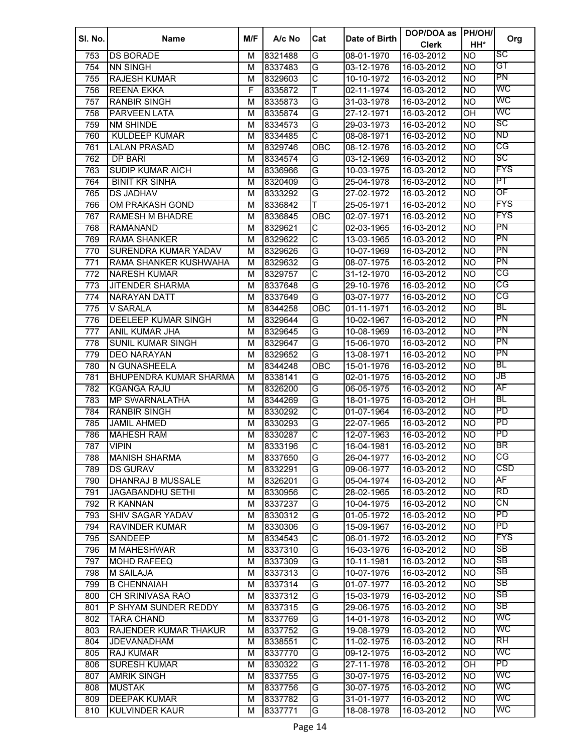| Sl. No. | Name | M/F | A/c No | Cat | Date of Birth | DOP/DOA as Clerk | PH/OH/ HH* | Org |
|---|---|---|---|---|---|---|---|---|
| 753 | DS BORADE | M | 8321488 | G | 08-01-1970 | 16-03-2012 | NO | SC |
| 754 | NN SINGH | M | 8337483 | G | 03-12-1976 | 16-03-2012 | NO | GT |
| 755 | RAJESH KUMAR | M | 8329603 | C | 10-10-1972 | 16-03-2012 | NO | PN |
| 756 | REENA EKKA | F | 8335872 | T | 02-11-1974 | 16-03-2012 | NO | WC |
| 757 | RANBIR SINGH | M | 8335873 | G | 31-03-1978 | 16-03-2012 | NO | WC |
| 758 | PARVEEN LATA | M | 8335874 | G | 27-12-1971 | 16-03-2012 | OH | WC |
| 759 | NM SHINDE | M | 8334573 | G | 29-03-1973 | 16-03-2012 | NO | SC |
| 760 | KULDEEP KUMAR | M | 8334485 | C | 08-08-1971 | 16-03-2012 | NO | ND |
| 761 | LALAN PRASAD | M | 8329746 | OBC | 08-12-1976 | 16-03-2012 | NO | CG |
| 762 | DP BARI | M | 8334574 | G | 03-12-1969 | 16-03-2012 | NO | SC |
| 763 | SUDIP KUMAR AICH | M | 8336966 | G | 10-03-1975 | 16-03-2012 | NO | FYS |
| 764 | BINIT KR SINHA | M | 8320409 | G | 25-04-1978 | 16-03-2012 | NO | PT |
| 765 | DS JADHAV | M | 8333292 | G | 27-02-1972 | 16-03-2012 | NO | OF |
| 766 | OM PRAKASH GOND | M | 8336842 | T | 25-05-1971 | 16-03-2012 | NO | FYS |
| 767 | RAMESH M BHADRE | M | 8336845 | OBC | 02-07-1971 | 16-03-2012 | NO | FYS |
| 768 | RAMANAND | M | 8329621 | C | 02-03-1965 | 16-03-2012 | NO | PN |
| 769 | RAMA SHANKER | M | 8329622 | C | 13-03-1965 | 16-03-2012 | NO | PN |
| 770 | SURENDRA KUMAR YADAV | M | 8329626 | G | 10-07-1969 | 16-03-2012 | NO | PN |
| 771 | RAMA SHANKER KUSHWAHA | M | 8329632 | G | 08-07-1975 | 16-03-2012 | NO | PN |
| 772 | NARESH KUMAR | M | 8329757 | C | 31-12-1970 | 16-03-2012 | NO | CG |
| 773 | JITENDER SHARMA | M | 8337648 | G | 29-10-1976 | 16-03-2012 | NO | CG |
| 774 | NARAYAN DATT | M | 8337649 | G | 03-07-1977 | 16-03-2012 | NO | CG |
| 775 | V SARALA | M | 8344258 | OBC | 01-11-1971 | 16-03-2012 | NO | BL |
| 776 | DEELEEP KUMAR SINGH | M | 8329644 | G | 10-02-1967 | 16-03-2012 | NO | PN |
| 777 | ANIL KUMAR JHA | M | 8329645 | G | 10-08-1969 | 16-03-2012 | NO | PN |
| 778 | SUNIL KUMAR SINGH | M | 8329647 | G | 15-06-1970 | 16-03-2012 | NO | PN |
| 779 | DEO NARAYAN | M | 8329652 | G | 13-08-1971 | 16-03-2012 | NO | PN |
| 780 | N GUNASHEELA | M | 8344248 | OBC | 15-01-1976 | 16-03-2012 | NO | BL |
| 781 | BHUPENDRA KUMAR SHARMA | M | 8338141 | G | 02-01-1975 | 16-03-2012 | NO | JB |
| 782 | KGANGA RAJU | M | 8326200 | G | 06-05-1975 | 16-03-2012 | NO | AF |
| 783 | MP SWARNALATHA | M | 8344269 | G | 18-01-1975 | 16-03-2012 | OH | BL |
| 784 | RANBIR SINGH | M | 8330292 | C | 01-07-1964 | 16-03-2012 | NO | PD |
| 785 | JAMIL AHMED | M | 8330293 | G | 22-07-1965 | 16-03-2012 | NO | PD |
| 786 | MAHESH RAM | M | 8330287 | C | 12-07-1963 | 16-03-2012 | NO | PD |
| 787 | VIPIN | M | 8333196 | C | 16-04-1981 | 16-03-2012 | NO | BR |
| 788 | MANISH SHARMA | M | 8337650 | G | 26-04-1977 | 16-03-2012 | NO | CG |
| 789 | DS GURAV | M | 8332291 | G | 09-06-1977 | 16-03-2012 | NO | CSD |
| 790 | DHANRAJ B MUSSALE | M | 8326201 | G | 05-04-1974 | 16-03-2012 | NO | AF |
| 791 | JAGABANDHU SETHI | M | 8330956 | C | 28-02-1965 | 16-03-2012 | NO | RD |
| 792 | R KANNAN | M | 8337237 | G | 10-04-1975 | 16-03-2012 | NO | CN |
| 793 | SHIV SAGAR YADAV | M | 8330312 | G | 01-05-1972 | 16-03-2012 | NO | PD |
| 794 | RAVINDER KUMAR | M | 8330306 | G | 15-09-1967 | 16-03-2012 | NO | PD |
| 795 | SANDEEP | M | 8334543 | C | 06-01-1972 | 16-03-2012 | NO | FYS |
| 796 | M MAHESHWAR | M | 8337310 | G | 16-03-1976 | 16-03-2012 | NO | SB |
| 797 | MOHD RAFEEQ | M | 8337309 | G | 10-11-1981 | 16-03-2012 | NO | SB |
| 798 | M SAILAJA | M | 8337313 | G | 10-07-1976 | 16-03-2012 | NO | SB |
| 799 | B CHENNAIAH | M | 8337314 | G | 01-07-1977 | 16-03-2012 | NO | SB |
| 800 | CH SRINIVASA RAO | M | 8337312 | G | 15-03-1979 | 16-03-2012 | NO | SB |
| 801 | P SHYAM SUNDER REDDY | M | 8337315 | G | 29-06-1975 | 16-03-2012 | NO | SB |
| 802 | TARA CHAND | M | 8337769 | G | 14-01-1978 | 16-03-2012 | NO | WC |
| 803 | RAJENDER KUMAR THAKUR | M | 8337752 | G | 19-08-1979 | 16-03-2012 | NO | WC |
| 804 | JDEVANADHAM | M | 8338551 | C | 11-02-1975 | 16-03-2012 | NO | RH |
| 805 | RAJ KUMAR | M | 8337770 | G | 09-12-1975 | 16-03-2012 | NO | WC |
| 806 | SURESH KUMAR | M | 8330322 | G | 27-11-1978 | 16-03-2012 | OH | PD |
| 807 | AMRIK SINGH | M | 8337755 | G | 30-07-1975 | 16-03-2012 | NO | WC |
| 808 | MUSTAK | M | 8337756 | G | 30-07-1975 | 16-03-2012 | NO | WC |
| 809 | DEEPAK KUMAR | M | 8337782 | G | 31-01-1977 | 16-03-2012 | NO | WC |
| 810 | KULVINDER KAUR | M | 8337771 | G | 18-08-1978 | 16-03-2012 | NO | WC |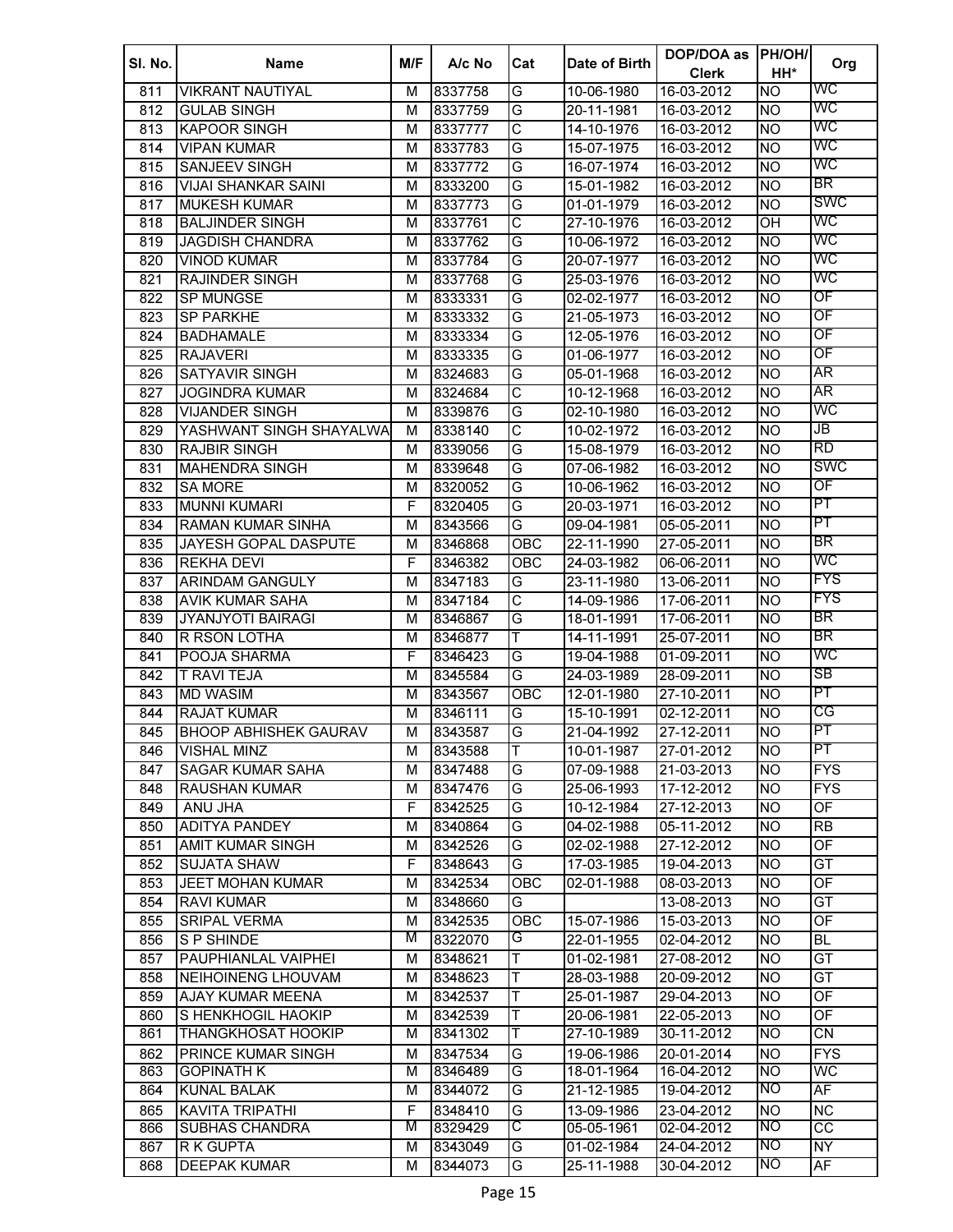| Sl. No. | Name | M/F | A/c No | Cat | Date of Birth | DOP/DOA as Clerk | PH/OH/ HH* | Org |
|---|---|---|---|---|---|---|---|---|
| 811 | VIKRANT NAUTIYAL | M | 8337758 | G | 10-06-1980 | 16-03-2012 | NO | WC |
| 812 | GULAB SINGH | M | 8337759 | G | 20-11-1981 | 16-03-2012 | NO | WC |
| 813 | KAPOOR SINGH | M | 8337777 | C | 14-10-1976 | 16-03-2012 | NO | WC |
| 814 | VIPAN KUMAR | M | 8337783 | G | 15-07-1975 | 16-03-2012 | NO | WC |
| 815 | SANJEEV SINGH | M | 8337772 | G | 16-07-1974 | 16-03-2012 | NO | WC |
| 816 | VIJAI SHANKAR SAINI | M | 8333200 | G | 15-01-1982 | 16-03-2012 | NO | BR |
| 817 | MUKESH KUMAR | M | 8337773 | G | 01-01-1979 | 16-03-2012 | NO | SWC |
| 818 | BALJINDER SINGH | M | 8337761 | C | 27-10-1976 | 16-03-2012 | OH | WC |
| 819 | JAGDISH CHANDRA | M | 8337762 | G | 10-06-1972 | 16-03-2012 | NO | WC |
| 820 | VINOD KUMAR | M | 8337784 | G | 20-07-1977 | 16-03-2012 | NO | WC |
| 821 | RAJINDER SINGH | M | 8337768 | G | 25-03-1976 | 16-03-2012 | NO | WC |
| 822 | SP MUNGSE | M | 8333331 | G | 02-02-1977 | 16-03-2012 | NO | OF |
| 823 | SP PARKHE | M | 8333332 | G | 21-05-1973 | 16-03-2012 | NO | OF |
| 824 | BADHAMALE | M | 8333334 | G | 12-05-1976 | 16-03-2012 | NO | OF |
| 825 | RAJAVERI | M | 8333335 | G | 01-06-1977 | 16-03-2012 | NO | OF |
| 826 | SATYAVIR SINGH | M | 8324683 | G | 05-01-1968 | 16-03-2012 | NO | AR |
| 827 | JOGINDRA KUMAR | M | 8324684 | C | 10-12-1968 | 16-03-2012 | NO | AR |
| 828 | VIJANDER SINGH | M | 8339876 | G | 02-10-1980 | 16-03-2012 | NO | WC |
| 829 | YASHWANT SINGH SHAYALWA | M | 8338140 | C | 10-02-1972 | 16-03-2012 | NO | JB |
| 830 | RAJBIR SINGH | M | 8339056 | G | 15-08-1979 | 16-03-2012 | NO | RD |
| 831 | MAHENDRA SINGH | M | 8339648 | G | 07-06-1982 | 16-03-2012 | NO | SWC |
| 832 | SA MORE | M | 8320052 | G | 10-06-1962 | 16-03-2012 | NO | OF |
| 833 | MUNNI KUMARI | F | 8320405 | G | 20-03-1971 | 16-03-2012 | NO | PT |
| 834 | RAMAN KUMAR SINHA | M | 8343566 | G | 09-04-1981 | 05-05-2011 | NO | PT |
| 835 | JAYESH GOPAL DASPUTE | M | 8346868 | OBC | 22-11-1990 | 27-05-2011 | NO | BR |
| 836 | REKHA DEVI | F | 8346382 | OBC | 24-03-1982 | 06-06-2011 | NO | WC |
| 837 | ARINDAM GANGULY | M | 8347183 | G | 23-11-1980 | 13-06-2011 | NO | FYS |
| 838 | AVIK KUMAR SAHA | M | 8347184 | C | 14-09-1986 | 17-06-2011 | NO | FYS |
| 839 | JYANJYOTI BAIRAGI | M | 8346867 | G | 18-01-1991 | 17-06-2011 | NO | BR |
| 840 | R RSON LOTHA | M | 8346877 | T | 14-11-1991 | 25-07-2011 | NO | BR |
| 841 | POOJA SHARMA | F | 8346423 | G | 19-04-1988 | 01-09-2011 | NO | WC |
| 842 | T RAVI TEJA | M | 8345584 | G | 24-03-1989 | 28-09-2011 | NO | SB |
| 843 | MD WASIM | M | 8343567 | OBC | 12-01-1980 | 27-10-2011 | NO | PT |
| 844 | RAJAT KUMAR | M | 8346111 | G | 15-10-1991 | 02-12-2011 | NO | CG |
| 845 | BHOOP ABHISHEK GAURAV | M | 8343587 | G | 21-04-1992 | 27-12-2011 | NO | PT |
| 846 | VISHAL MINZ | M | 8343588 | T | 10-01-1987 | 27-01-2012 | NO | PT |
| 847 | SAGAR KUMAR SAHA | M | 8347488 | G | 07-09-1988 | 21-03-2013 | NO | FYS |
| 848 | RAUSHAN KUMAR | M | 8347476 | G | 25-06-1993 | 17-12-2012 | NO | FYS |
| 849 | ANU JHA | F | 8342525 | G | 10-12-1984 | 27-12-2013 | NO | OF |
| 850 | ADITYA PANDEY | M | 8340864 | G | 04-02-1988 | 05-11-2012 | NO | RB |
| 851 | AMIT KUMAR SINGH | M | 8342526 | G | 02-02-1988 | 27-12-2012 | NO | OF |
| 852 | SUJATA SHAW | F | 8348643 | G | 17-03-1985 | 19-04-2013 | NO | GT |
| 853 | JEET MOHAN KUMAR | M | 8342534 | OBC | 02-01-1988 | 08-03-2013 | NO | OF |
| 854 | RAVI KUMAR | M | 8348660 | G | | 13-08-2013 | NO | GT |
| 855 | SRIPAL VERMA | M | 8342535 | OBC | 15-07-1986 | 15-03-2013 | NO | OF |
| 856 | S P SHINDE | M | 8322070 | G | 22-01-1955 | 02-04-2012 | NO | BL |
| 857 | PAUPHIANLAL VAIPHEI | M | 8348621 | T | 01-02-1981 | 27-08-2012 | NO | GT |
| 858 | NEIHOINENG LHOUVAM | M | 8348623 | T | 28-03-1988 | 20-09-2012 | NO | GT |
| 859 | AJAY KUMAR MEENA | M | 8342537 | T | 25-01-1987 | 29-04-2013 | NO | OF |
| 860 | S HENKHOGIL HAOKIP | M | 8342539 | T | 20-06-1981 | 22-05-2013 | NO | OF |
| 861 | THANGKHOSAT HOOKIP | M | 8341302 | T | 27-10-1989 | 30-11-2012 | NO | CN |
| 862 | PRINCE KUMAR SINGH | M | 8347534 | G | 19-06-1986 | 20-01-2014 | NO | FYS |
| 863 | GOPINATH K | M | 8346489 | G | 18-01-1964 | 16-04-2012 | NO | WC |
| 864 | KUNAL BALAK | M | 8344072 | G | 21-12-1985 | 19-04-2012 | NO | AF |
| 865 | KAVITA TRIPATHI | F | 8348410 | G | 13-09-1986 | 23-04-2012 | NO | NC |
| 866 | SUBHAS CHANDRA | M | 8329429 | C | 05-05-1961 | 02-04-2012 | NO | CC |
| 867 | R K GUPTA | M | 8343049 | G | 01-02-1984 | 24-04-2012 | NO | NY |
| 868 | DEEPAK KUMAR | M | 8344073 | G | 25-11-1988 | 30-04-2012 | NO | AF |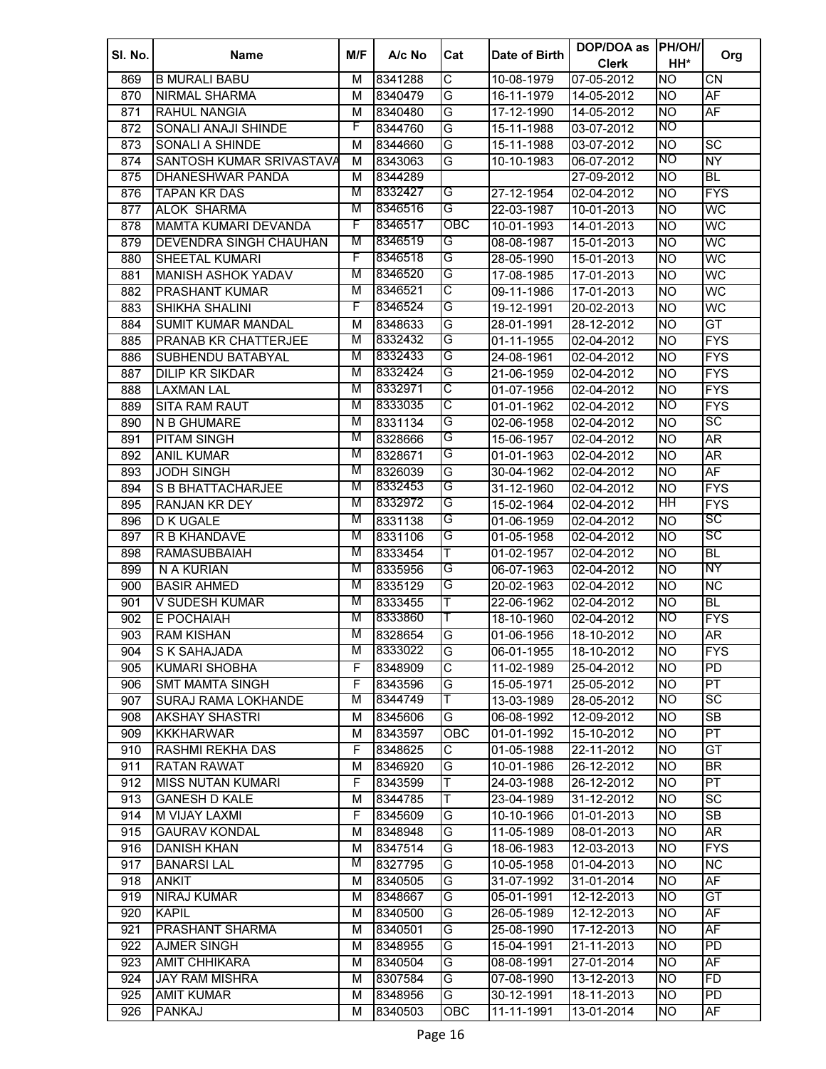| Sl. No. | Name | M/F | A/c No | Cat | Date of Birth | DOP/DOA as Clerk | PH/OH/ HH* | Org |
|---|---|---|---|---|---|---|---|---|
| 869 | B MURALI BABU | M | 8341288 | C | 10-08-1979 | 07-05-2012 | NO | CN |
| 870 | NIRMAL SHARMA | M | 8340479 | G | 16-11-1979 | 14-05-2012 | NO | AF |
| 871 | RAHUL NANGIA | M | 8340480 | G | 17-12-1990 | 14-05-2012 | NO | AF |
| 872 | SONALI ANAJI SHINDE | F | 8344760 | G | 15-11-1988 | 03-07-2012 | NO | |
| 873 | SONALI A SHINDE | M | 8344660 | G | 15-11-1988 | 03-07-2012 | NO | SC |
| 874 | SANTOSH KUMAR SRIVASTAVA | M | 8343063 | G | 10-10-1983 | 06-07-2012 | NO | NY |
| 875 | DHANESHWAR PANDA | M | 8344289 | | | 27-09-2012 | NO | BL |
| 876 | TAPAN KR DAS | M | 8332427 | G | 27-12-1954 | 02-04-2012 | NO | FYS |
| 877 | ALOK SHARMA | M | 8346516 | G | 22-03-1987 | 10-01-2013 | NO | WC |
| 878 | MAMTA KUMARI DEVANDA | F | 8346517 | OBC | 10-01-1993 | 14-01-2013 | NO | WC |
| 879 | DEVENDRA SINGH CHAUHAN | M | 8346519 | G | 08-08-1987 | 15-01-2013 | NO | WC |
| 880 | SHEETAL KUMARI | F | 8346518 | G | 28-05-1990 | 15-01-2013 | NO | WC |
| 881 | MANISH ASHOK YADAV | M | 8346520 | G | 17-08-1985 | 17-01-2013 | NO | WC |
| 882 | PRASHANT KUMAR | M | 8346521 | C | 09-11-1986 | 17-01-2013 | NO | WC |
| 883 | SHIKHA SHALINI | F | 8346524 | G | 19-12-1991 | 20-02-2013 | NO | WC |
| 884 | SUMIT KUMAR MANDAL | M | 8348633 | G | 28-01-1991 | 28-12-2012 | NO | GT |
| 885 | PRANAB KR CHATTERJEE | M | 8332432 | G | 01-11-1955 | 02-04-2012 | NO | FYS |
| 886 | SUBHENDU BATABYAL | M | 8332433 | G | 24-08-1961 | 02-04-2012 | NO | FYS |
| 887 | DILIP KR SIKDAR | M | 8332424 | G | 21-06-1959 | 02-04-2012 | NO | FYS |
| 888 | LAXMAN LAL | M | 8332971 | C | 01-07-1956 | 02-04-2012 | NO | FYS |
| 889 | SITA RAM RAUT | M | 8333035 | C | 01-01-1962 | 02-04-2012 | NO | FYS |
| 890 | N B GHUMARE | M | 8331134 | G | 02-06-1958 | 02-04-2012 | NO | SC |
| 891 | PITAM SINGH | M | 8328666 | G | 15-06-1957 | 02-04-2012 | NO | AR |
| 892 | ANIL KUMAR | M | 8328671 | G | 01-01-1963 | 02-04-2012 | NO | AR |
| 893 | JODH SINGH | M | 8326039 | G | 30-04-1962 | 02-04-2012 | NO | AF |
| 894 | S B BHATTACHARJEE | M | 8332453 | G | 31-12-1960 | 02-04-2012 | NO | FYS |
| 895 | RANJAN KR DEY | M | 8332972 | G | 15-02-1964 | 02-04-2012 | HH | FYS |
| 896 | D K UGALE | M | 8331138 | G | 01-06-1959 | 02-04-2012 | NO | SC |
| 897 | R B KHANDAVE | M | 8331106 | G | 01-05-1958 | 02-04-2012 | NO | SC |
| 898 | RAMASUBBAIAH | M | 8333454 | T | 01-02-1957 | 02-04-2012 | NO | BL |
| 899 | N A KURIAN | M | 8335956 | G | 06-07-1963 | 02-04-2012 | NO | NY |
| 900 | BASIR AHMED | M | 8335129 | G | 20-02-1963 | 02-04-2012 | NO | NC |
| 901 | V SUDESH KUMAR | M | 8333455 | T | 22-06-1962 | 02-04-2012 | NO | BL |
| 902 | E POCHAIAH | M | 8333860 | T | 18-10-1960 | 02-04-2012 | NO | FYS |
| 903 | RAM KISHAN | M | 8328654 | G | 01-06-1956 | 18-10-2012 | NO | AR |
| 904 | S K SAHAJADA | M | 8333022 | G | 06-01-1955 | 18-10-2012 | NO | FYS |
| 905 | KUMARI SHOBHA | F | 8348909 | C | 11-02-1989 | 25-04-2012 | NO | PD |
| 906 | SMT MAMTA SINGH | F | 8343596 | G | 15-05-1971 | 25-05-2012 | NO | PT |
| 907 | SURAJ RAMA LOKHANDE | M | 8344749 | T | 13-03-1989 | 28-05-2012 | NO | SC |
| 908 | AKSHAY SHASTRI | M | 8345606 | G | 06-08-1992 | 12-09-2012 | NO | SB |
| 909 | KKKHARWAR | M | 8343597 | OBC | 01-01-1992 | 15-10-2012 | NO | PT |
| 910 | RASHMI REKHA DAS | F | 8348625 | C | 01-05-1988 | 22-11-2012 | NO | GT |
| 911 | RATAN RAWAT | M | 8346920 | G | 10-01-1986 | 26-12-2012 | NO | BR |
| 912 | MISS NUTAN KUMARI | F | 8343599 | T | 24-03-1988 | 26-12-2012 | NO | PT |
| 913 | GANESH D KALE | M | 8344785 | T | 23-04-1989 | 31-12-2012 | NO | SC |
| 914 | M VIJAY LAXMI | F | 8345609 | G | 10-10-1966 | 01-01-2013 | NO | SB |
| 915 | GAURAV KONDAL | M | 8348948 | G | 11-05-1989 | 08-01-2013 | NO | AR |
| 916 | DANISH KHAN | M | 8347514 | G | 18-06-1983 | 12-03-2013 | NO | FYS |
| 917 | BANARSI LAL | M | 8327795 | G | 10-05-1958 | 01-04-2013 | NO | NC |
| 918 | ANKIT | M | 8340505 | G | 31-07-1992 | 31-01-2014 | NO | AF |
| 919 | NIRAJ KUMAR | M | 8348667 | G | 05-01-1991 | 12-12-2013 | NO | GT |
| 920 | KAPIL | M | 8340500 | G | 26-05-1989 | 12-12-2013 | NO | AF |
| 921 | PRASHANT SHARMA | M | 8340501 | G | 25-08-1990 | 17-12-2013 | NO | AF |
| 922 | AJMER SINGH | M | 8348955 | G | 15-04-1991 | 21-11-2013 | NO | PD |
| 923 | AMIT CHHIKARA | M | 8340504 | G | 08-08-1991 | 27-01-2014 | NO | AF |
| 924 | JAY RAM MISHRA | M | 8307584 | G | 07-08-1990 | 13-12-2013 | NO | FD |
| 925 | AMIT KUMAR | M | 8348956 | G | 30-12-1991 | 18-11-2013 | NO | PD |
| 926 | PANKAJ | M | 8340503 | OBC | 11-11-1991 | 13-01-2014 | NO | AF |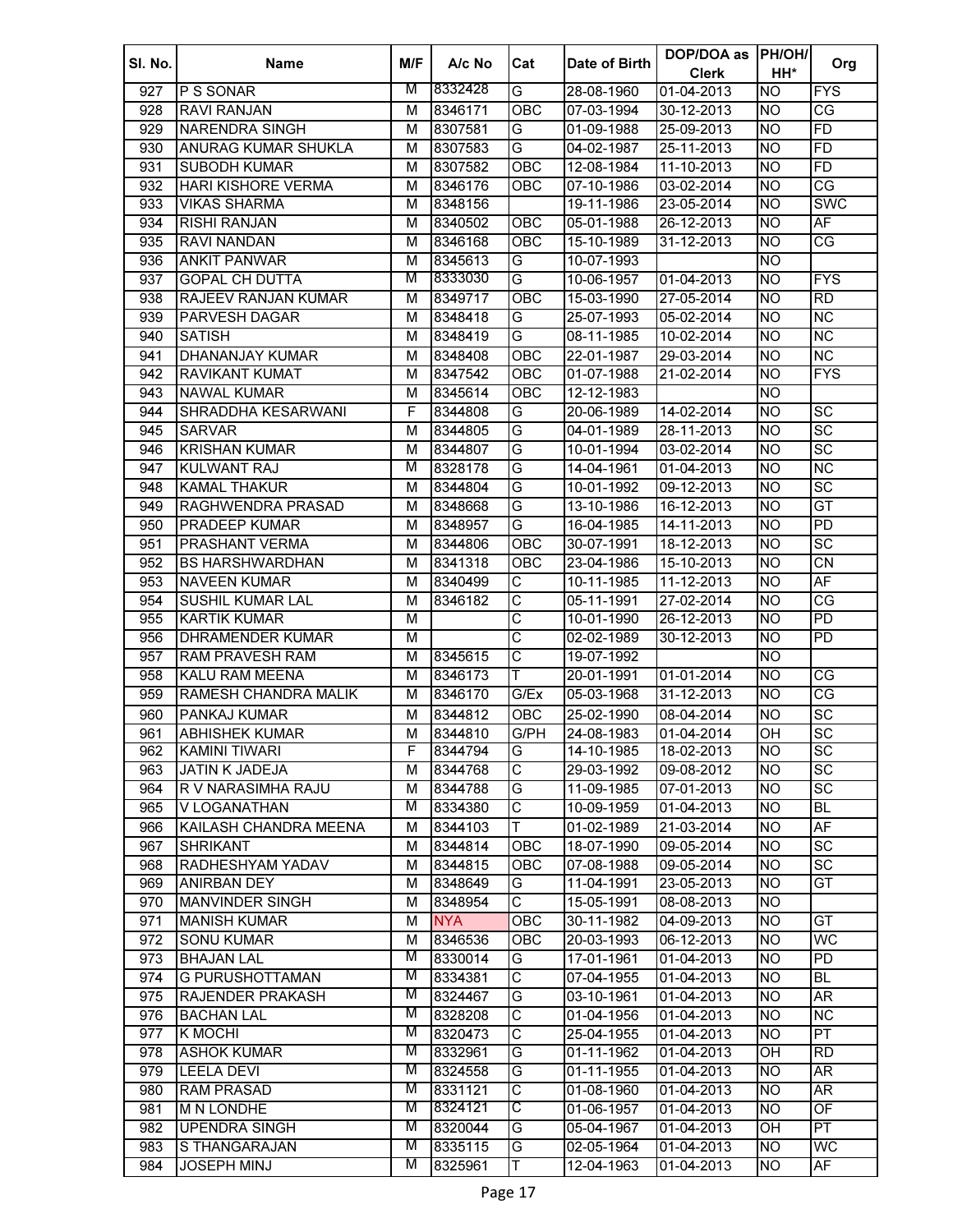| Sl. No. | Name | M/F | A/c No | Cat | Date of Birth | DOP/DOA as Clerk | PH/OH/ HH* | Org |
|---|---|---|---|---|---|---|---|---|
| 927 | P S SONAR | M | 8332428 | G | 28-08-1960 | 01-04-2013 | NO | FYS |
| 928 | RAVI RANJAN | M | 8346171 | OBC | 07-03-1994 | 30-12-2013 | NO | CG |
| 929 | NARENDRA SINGH | M | 8307581 | G | 01-09-1988 | 25-09-2013 | NO | FD |
| 930 | ANURAG KUMAR SHUKLA | M | 8307583 | G | 04-02-1987 | 25-11-2013 | NO | FD |
| 931 | SUBODH KUMAR | M | 8307582 | OBC | 12-08-1984 | 11-10-2013 | NO | FD |
| 932 | HARI KISHORE VERMA | M | 8346176 | OBC | 07-10-1986 | 03-02-2014 | NO | CG |
| 933 | VIKAS SHARMA | M | 8348156 | | 19-11-1986 | 23-05-2014 | NO | SWC |
| 934 | RISHI RANJAN | M | 8340502 | OBC | 05-01-1988 | 26-12-2013 | NO | AF |
| 935 | RAVI NANDAN | M | 8346168 | OBC | 15-10-1989 | 31-12-2013 | NO | CG |
| 936 | ANKIT PANWAR | M | 8345613 | G | 10-07-1993 | | NO | |
| 937 | GOPAL CH DUTTA | M | 8333030 | G | 10-06-1957 | 01-04-2013 | NO | FYS |
| 938 | RAJEEV RANJAN KUMAR | M | 8349717 | OBC | 15-03-1990 | 27-05-2014 | NO | RD |
| 939 | PARVESH DAGAR | M | 8348418 | G | 25-07-1993 | 05-02-2014 | NO | NC |
| 940 | SATISH | M | 8348419 | G | 08-11-1985 | 10-02-2014 | NO | NC |
| 941 | DHANANJAY KUMAR | M | 8348408 | OBC | 22-01-1987 | 29-03-2014 | NO | NC |
| 942 | RAVIKANT KUMAT | M | 8347542 | OBC | 01-07-1988 | 21-02-2014 | NO | FYS |
| 943 | NAWAL KUMAR | M | 8345614 | OBC | 12-12-1983 | | NO | |
| 944 | SHRADDHA KESARWANI | F | 8344808 | G | 20-06-1989 | 14-02-2014 | NO | SC |
| 945 | SARVAR | M | 8344805 | G | 04-01-1989 | 28-11-2013 | NO | SC |
| 946 | KRISHAN KUMAR | M | 8344807 | G | 10-01-1994 | 03-02-2014 | NO | SC |
| 947 | KULWANT RAJ | M | 8328178 | G | 14-04-1961 | 01-04-2013 | NO | NC |
| 948 | KAMAL THAKUR | M | 8344804 | G | 10-01-1992 | 09-12-2013 | NO | SC |
| 949 | RAGHWENDRA PRASAD | M | 8348668 | G | 13-10-1986 | 16-12-2013 | NO | GT |
| 950 | PRADEEP KUMAR | M | 8348957 | G | 16-04-1985 | 14-11-2013 | NO | PD |
| 951 | PRASHANT VERMA | M | 8344806 | OBC | 30-07-1991 | 18-12-2013 | NO | SC |
| 952 | BS HARSHWARDHAN | M | 8341318 | OBC | 23-04-1986 | 15-10-2013 | NO | CN |
| 953 | NAVEEN KUMAR | M | 8340499 | C | 10-11-1985 | 11-12-2013 | NO | AF |
| 954 | SUSHIL KUMAR LAL | M | 8346182 | C | 05-11-1991 | 27-02-2014 | NO | CG |
| 955 | KARTIK KUMAR | M | | C | 10-01-1990 | 26-12-2013 | NO | PD |
| 956 | DHRAMENDER KUMAR | M | | C | 02-02-1989 | 30-12-2013 | NO | PD |
| 957 | RAM PRAVESH RAM | M | 8345615 | C | 19-07-1992 | | NO | |
| 958 | KALU RAM MEENA | M | 8346173 | T | 20-01-1991 | 01-01-2014 | NO | CG |
| 959 | RAMESH CHANDRA MALIK | M | 8346170 | G/Ex | 05-03-1968 | 31-12-2013 | NO | CG |
| 960 | PANKAJ KUMAR | M | 8344812 | OBC | 25-02-1990 | 08-04-2014 | NO | SC |
| 961 | ABHISHEK KUMAR | M | 8344810 | G/PH | 24-08-1983 | 01-04-2014 | OH | SC |
| 962 | KAMINI TIWARI | F | 8344794 | G | 14-10-1985 | 18-02-2013 | NO | SC |
| 963 | JATIN K JADEJA | M | 8344768 | C | 29-03-1992 | 09-08-2012 | NO | SC |
| 964 | R V NARASIMHA RAJU | M | 8344788 | G | 11-09-1985 | 07-01-2013 | NO | SC |
| 965 | V LOGANATHAN | M | 8334380 | C | 10-09-1959 | 01-04-2013 | NO | BL |
| 966 | KAILASH CHANDRA MEENA | M | 8344103 | T | 01-02-1989 | 21-03-2014 | NO | AF |
| 967 | SHRIKANT | M | 8344814 | OBC | 18-07-1990 | 09-05-2014 | NO | SC |
| 968 | RADHESHYAM YADAV | M | 8344815 | OBC | 07-08-1988 | 09-05-2014 | NO | SC |
| 969 | ANIRBAN DEY | M | 8348649 | G | 11-04-1991 | 23-05-2013 | NO | GT |
| 970 | MANVINDER SINGH | M | 8348954 | C | 15-05-1991 | 08-08-2013 | NO | |
| 971 | MANISH KUMAR | M | NYA | OBC | 30-11-1982 | 04-09-2013 | NO | GT |
| 972 | SONU KUMAR | M | 8346536 | OBC | 20-03-1993 | 06-12-2013 | NO | WC |
| 973 | BHAJAN LAL | M | 8330014 | G | 17-01-1961 | 01-04-2013 | NO | PD |
| 974 | G PURUSHOTTAMAN | M | 8334381 | C | 07-04-1955 | 01-04-2013 | NO | BL |
| 975 | RAJENDER PRAKASH | M | 8324467 | G | 03-10-1961 | 01-04-2013 | NO | AR |
| 976 | BACHAN LAL | M | 8328208 | C | 01-04-1956 | 01-04-2013 | NO | NC |
| 977 | K MOCHI | M | 8320473 | C | 25-04-1955 | 01-04-2013 | NO | PT |
| 978 | ASHOK KUMAR | M | 8332961 | G | 01-11-1962 | 01-04-2013 | OH | RD |
| 979 | LEELA DEVI | M | 8324558 | G | 01-11-1955 | 01-04-2013 | NO | AR |
| 980 | RAM PRASAD | M | 8331121 | C | 01-08-1960 | 01-04-2013 | NO | AR |
| 981 | M N LONDHE | M | 8324121 | C | 01-06-1957 | 01-04-2013 | NO | OF |
| 982 | UPENDRA SINGH | M | 8320044 | G | 05-04-1967 | 01-04-2013 | OH | PT |
| 983 | S THANGARAJAN | M | 8335115 | G | 02-05-1964 | 01-04-2013 | NO | WC |
| 984 | JOSEPH MINJ | M | 8325961 | T | 12-04-1963 | 01-04-2013 | NO | AF |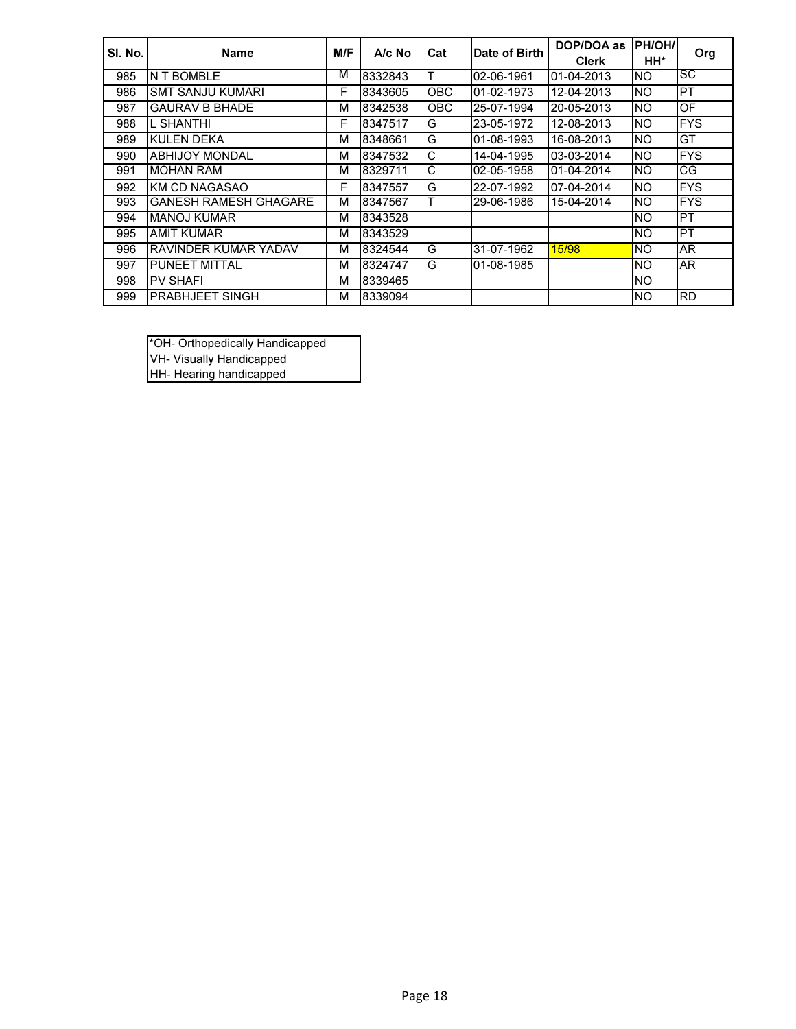| Sl. No. | Name | M/F | A/c No | Cat | Date of Birth | DOP/DOA as Clerk | PH/OH/ HH* | Org |
|---|---|---|---|---|---|---|---|---|
| 985 | N T BOMBLE | M | 8332843 | T | 02-06-1961 | 01-04-2013 | NO | SC |
| 986 | SMT SANJU KUMARI | F | 8343605 | OBC | 01-02-1973 | 12-04-2013 | NO | PT |
| 987 | GAURAV B BHADE | M | 8342538 | OBC | 25-07-1994 | 20-05-2013 | NO | OF |
| 988 | L SHANTHI | F | 8347517 | G | 23-05-1972 | 12-08-2013 | NO | FYS |
| 989 | KULEN DEKA | M | 8348661 | G | 01-08-1993 | 16-08-2013 | NO | GT |
| 990 | ABHIJOY MONDAL | M | 8347532 | C | 14-04-1995 | 03-03-2014 | NO | FYS |
| 991 | MOHAN RAM | M | 8329711 | C | 02-05-1958 | 01-04-2014 | NO | CG |
| 992 | KM CD NAGASAO | F | 8347557 | G | 22-07-1992 | 07-04-2014 | NO | FYS |
| 993 | GANESH RAMESH GHAGARE | M | 8347567 | T | 29-06-1986 | 15-04-2014 | NO | FYS |
| 994 | MANOJ KUMAR | M | 8343528 | | | | NO | PT |
| 995 | AMIT KUMAR | M | 8343529 | | | | NO | PT |
| 996 | RAVINDER KUMAR YADAV | M | 8324544 | G | 31-07-1962 | 15/98 | NO | AR |
| 997 | PUNEET MITTAL | M | 8324747 | G | 01-08-1985 | | NO | AR |
| 998 | PV SHAFI | M | 8339465 | | | | NO | |
| 999 | PRABHJEET SINGH | M | 8339094 | | | | NO | RD |

*OH- Orthopedically Handicapped
VH- Visually Handicapped
HH- Hearing handicapped